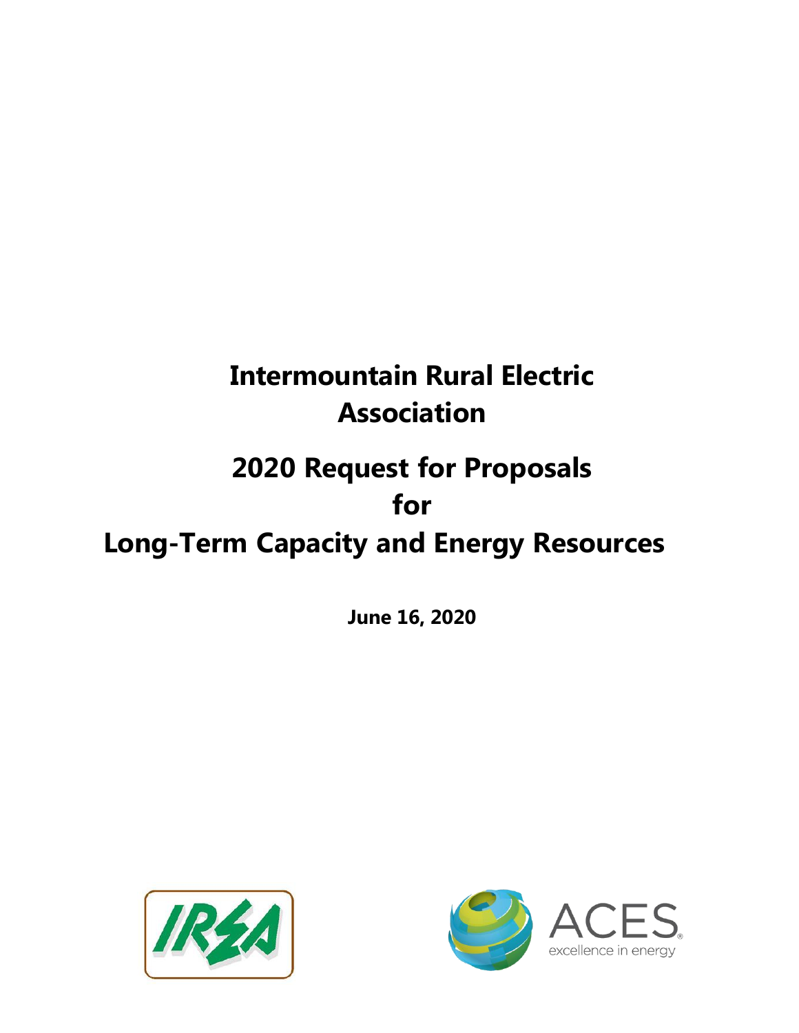# Intermountain Rural Electric Association

# 2020 Request for Proposals for Long-Term Capacity and Energy Resources

**June 16, 2020**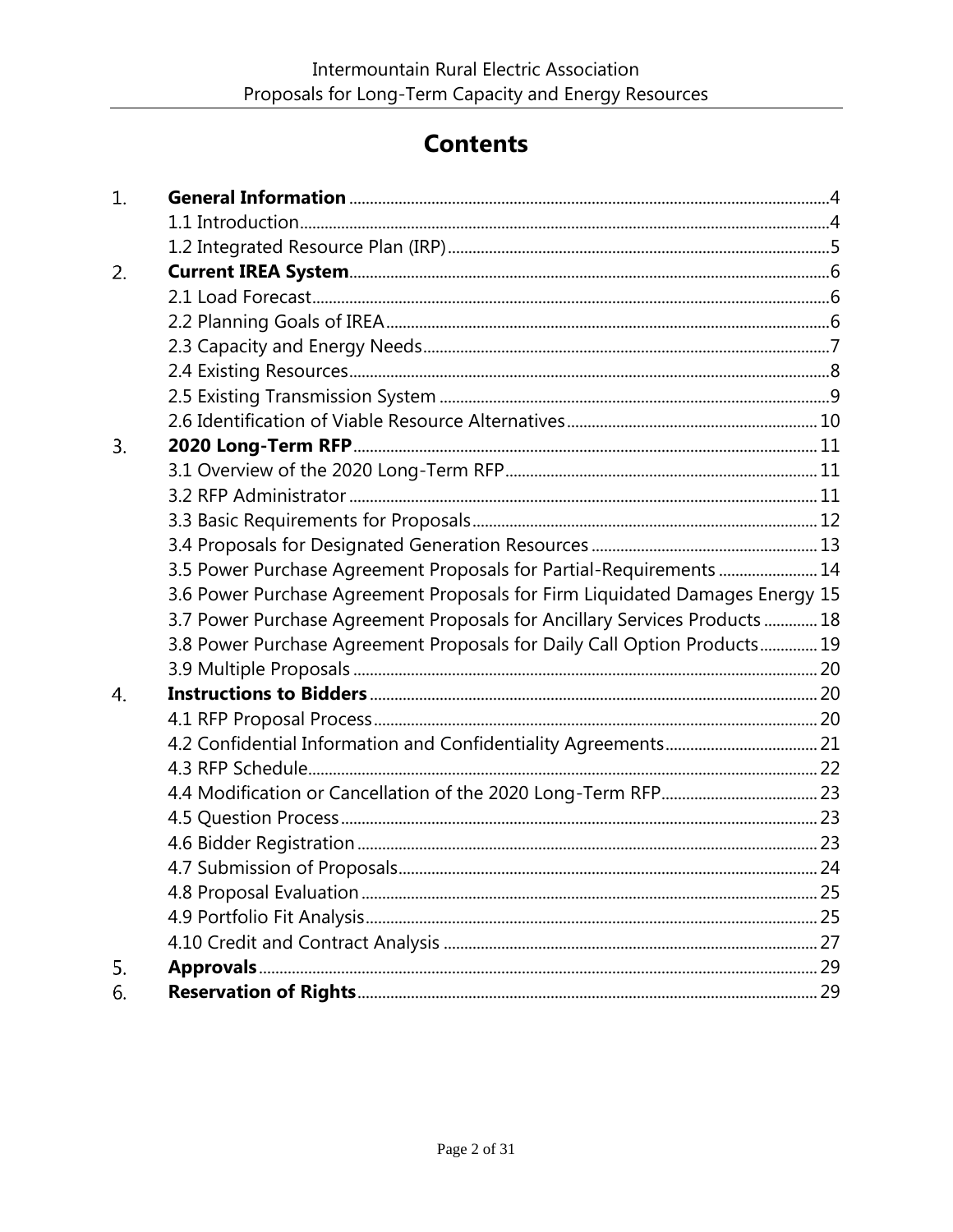# Contents

| | | |
|---|---|---|
| 1. | **General Information** | 4 |
| | 1.1 Introduction | 4 |
| | 1.2 Integrated Resource Plan (IRP) | 5 |
| 2. | **Current IREA System** | 6 |
| | 2.1 Load Forecast | 6 |
| | 2.2 Planning Goals of IREA | 6 |
| | 2.3 Capacity and Energy Needs | 7 |
| | 2.4 Existing Resources | 8 |
| | 2.5 Existing Transmission System | 9 |
| | 2.6 Identification of Viable Resource Alternatives | 10 |
| 3. | **2020 Long-Term RFP** | 11 |
| | 3.1 Overview of the 2020 Long-Term RFP | 11 |
| | 3.2 RFP Administrator | 11 |
| | 3.3 Basic Requirements for Proposals | 12 |
| | 3.4 Proposals for Designated Generation Resources | 13 |
| | 3.5 Power Purchase Agreement Proposals for Partial-Requirements | 14 |
| | 3.6 Power Purchase Agreement Proposals for Firm Liquidated Damages Energy | 15 |
| | 3.7 Power Purchase Agreement Proposals for Ancillary Services Products | 18 |
| | 3.8 Power Purchase Agreement Proposals for Daily Call Option Products | 19 |
| | 3.9 Multiple Proposals | 20 |
| 4. | **Instructions to Bidders** | 20 |
| | 4.1 RFP Proposal Process | 20 |
| | 4.2 Confidential Information and Confidentiality Agreements | 21 |
| | 4.3 RFP Schedule | 22 |
| | 4.4 Modification or Cancellation of the 2020 Long-Term RFP | 23 |
| | 4.5 Question Process | 23 |
| | 4.6 Bidder Registration | 23 |
| | 4.7 Submission of Proposals | 24 |
| | 4.8 Proposal Evaluation | 25 |
| | 4.9 Portfolio Fit Analysis | 25 |
| | 4.10 Credit and Contract Analysis | 27 |
| 5. | **Approvals** | 29 |
| 6. | **Reservation of Rights** | 29 |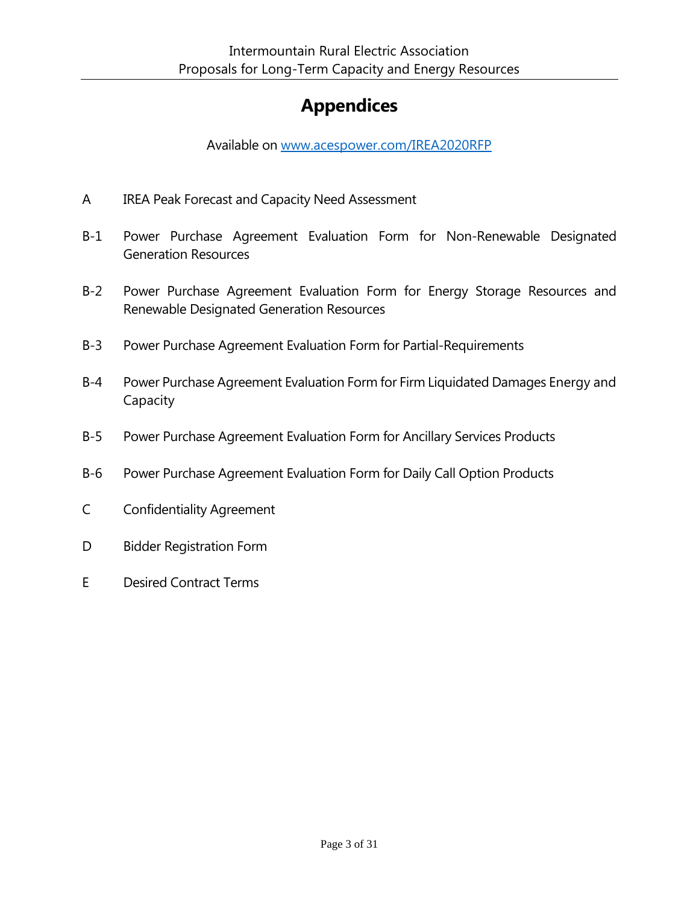# Appendices

Available on [www.acespower.com/IREA2020RFP](www.acespower.com/IREA2020RFP)

| | |
|---|---|
| A | IREA Peak Forecast and Capacity Need Assessment |
| B-1 | Power Purchase Agreement Evaluation Form for Non-Renewable Designated Generation Resources |
| B-2 | Power Purchase Agreement Evaluation Form for Energy Storage Resources and Renewable Designated Generation Resources |
| B-3 | Power Purchase Agreement Evaluation Form for Partial-Requirements |
| B-4 | Power Purchase Agreement Evaluation Form for Firm Liquidated Damages Energy and Capacity |
| B-5 | Power Purchase Agreement Evaluation Form for Ancillary Services Products |
| B-6 | Power Purchase Agreement Evaluation Form for Daily Call Option Products |
| C | Confidentiality Agreement |
| D | Bidder Registration Form |
| E | Desired Contract Terms |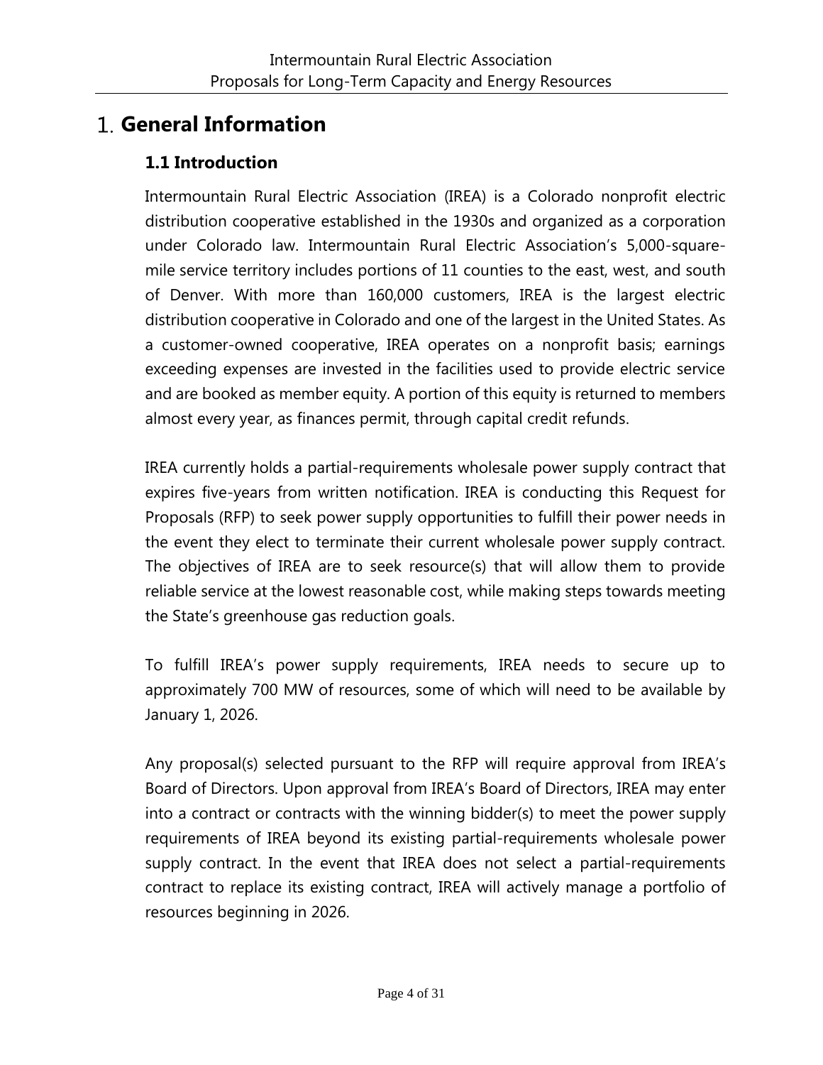# 1. General Information

## 1.1 Introduction

Intermountain Rural Electric Association (IREA) is a Colorado nonprofit electric distribution cooperative established in the 1930s and organized as a corporation under Colorado law. Intermountain Rural Electric Association's 5,000-square-mile service territory includes portions of 11 counties to the east, west, and south of Denver. With more than 160,000 customers, IREA is the largest electric distribution cooperative in Colorado and one of the largest in the United States. As a customer-owned cooperative, IREA operates on a nonprofit basis; earnings exceeding expenses are invested in the facilities used to provide electric service and are booked as member equity. A portion of this equity is returned to members almost every year, as finances permit, through capital credit refunds.

IREA currently holds a partial-requirements wholesale power supply contract that expires five-years from written notification. IREA is conducting this Request for Proposals (RFP) to seek power supply opportunities to fulfill their power needs in the event they elect to terminate their current wholesale power supply contract. The objectives of IREA are to seek resource(s) that will allow them to provide reliable service at the lowest reasonable cost, while making steps towards meeting the State's greenhouse gas reduction goals.

To fulfill IREA's power supply requirements, IREA needs to secure up to approximately 700 MW of resources, some of which will need to be available by January 1, 2026.

Any proposal(s) selected pursuant to the RFP will require approval from IREA's Board of Directors. Upon approval from IREA's Board of Directors, IREA may enter into a contract or contracts with the winning bidder(s) to meet the power supply requirements of IREA beyond its existing partial-requirements wholesale power supply contract. In the event that IREA does not select a partial-requirements contract to replace its existing contract, IREA will actively manage a portfolio of resources beginning in 2026.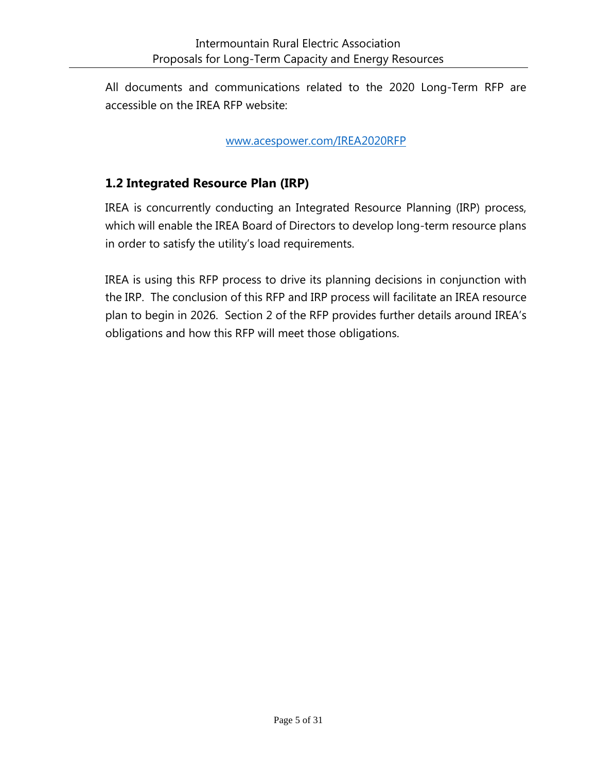All documents and communications related to the 2020 Long-Term RFP are accessible on the IREA RFP website:

[www.acespower.com/IREA2020RFP](www.acespower.com/IREA2020RFP)

## 1.2 Integrated Resource Plan (IRP)

IREA is concurrently conducting an Integrated Resource Planning (IRP) process, which will enable the IREA Board of Directors to develop long-term resource plans in order to satisfy the utility's load requirements.

IREA is using this RFP process to drive its planning decisions in conjunction with the IRP. The conclusion of this RFP and IRP process will facilitate an IREA resource plan to begin in 2026. Section 2 of the RFP provides further details around IREA's obligations and how this RFP will meet those obligations.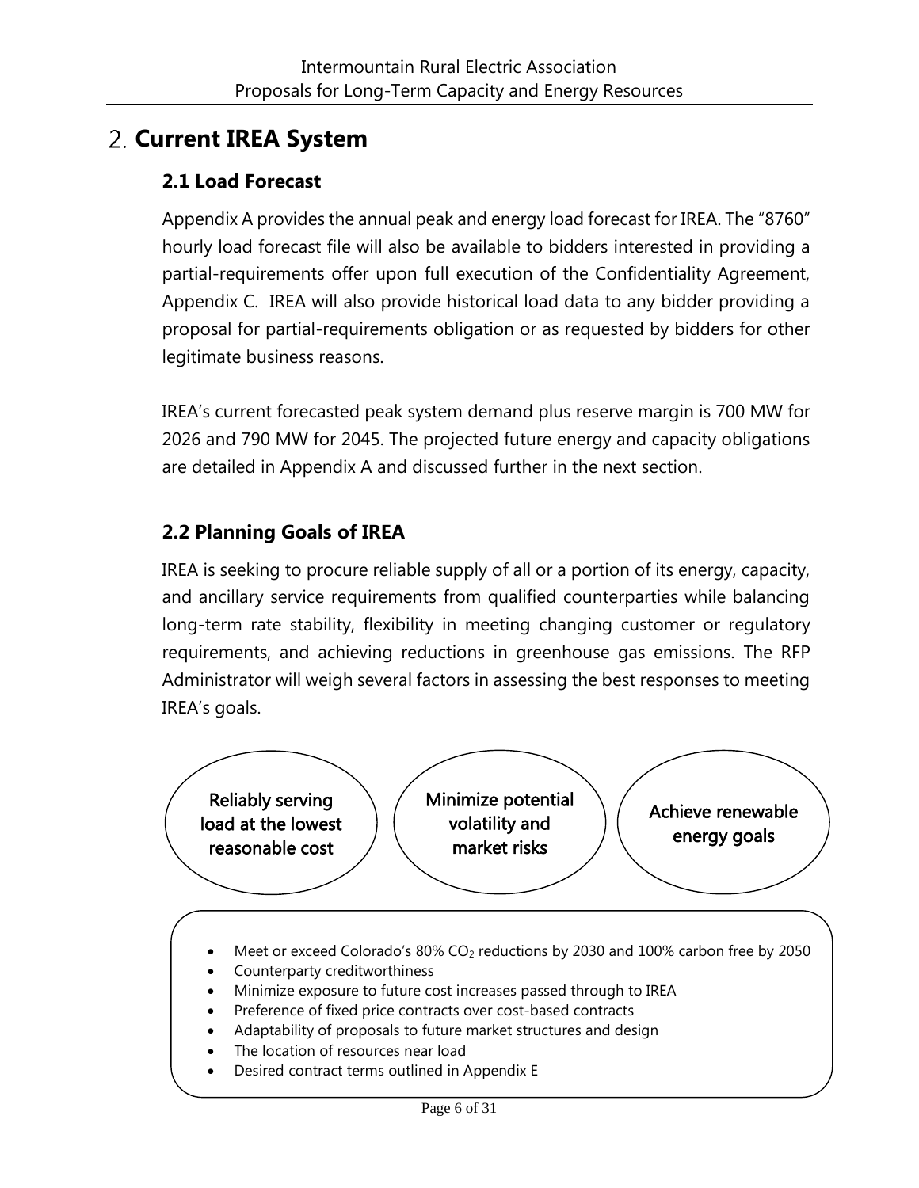## 2. Current IREA System

### 2.1 Load Forecast

Appendix A provides the annual peak and energy load forecast for IREA. The "8760" hourly load forecast file will also be available to bidders interested in providing a partial-requirements offer upon full execution of the Confidentiality Agreement, Appendix C. IREA will also provide historical load data to any bidder providing a proposal for partial-requirements obligation or as requested by bidders for other legitimate business reasons.

IREA's current forecasted peak system demand plus reserve margin is 700 MW for 2026 and 790 MW for 2045. The projected future energy and capacity obligations are detailed in Appendix A and discussed further in the next section.

### 2.2 Planning Goals of IREA

IREA is seeking to procure reliable supply of all or a portion of its energy, capacity, and ancillary service requirements from qualified counterparties while balancing long-term rate stability, flexibility in meeting changing customer or regulatory requirements, and achieving reductions in greenhouse gas emissions. The RFP Administrator will weigh several factors in assessing the best responses to meeting IREA's goals.

Reliably serving load at the lowest reasonable cost

Minimize potential volatility and market risks

Achieve renewable energy goals

- Meet or exceed Colorado's 80% $CO_2$ reductions by 2030 and 100% carbon free by 2050
- Counterparty creditworthiness
- Minimize exposure to future cost increases passed through to IREA
- Preference of fixed price contracts over cost-based contracts
- Adaptability of proposals to future market structures and design
- The location of resources near load
- Desired contract terms outlined in Appendix E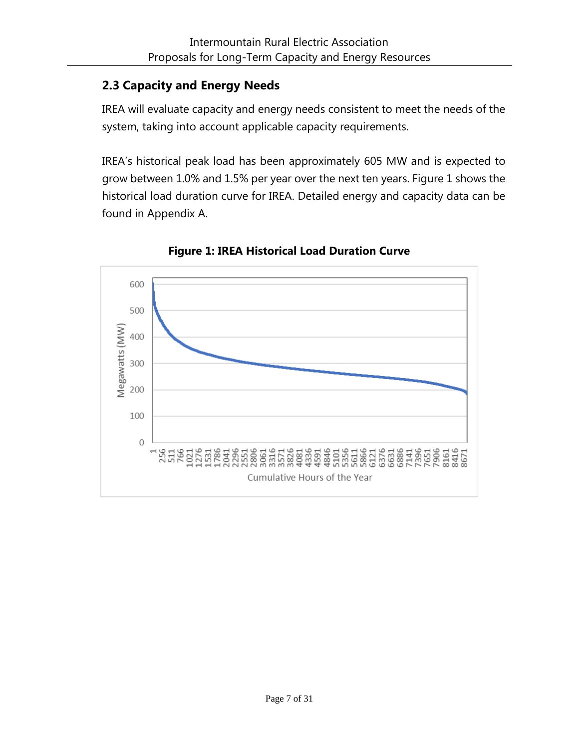## 2.3 Capacity and Energy Needs

IREA will evaluate capacity and energy needs consistent to meet the needs of the system, taking into account applicable capacity requirements.

IREA's historical peak load has been approximately 605 MW and is expected to grow between 1.0% and 1.5% per year over the next ten years. Figure 1 shows the historical load duration curve for IREA. Detailed energy and capacity data can be found in Appendix A.

**Figure 1: IREA Historical Load Duration Curve**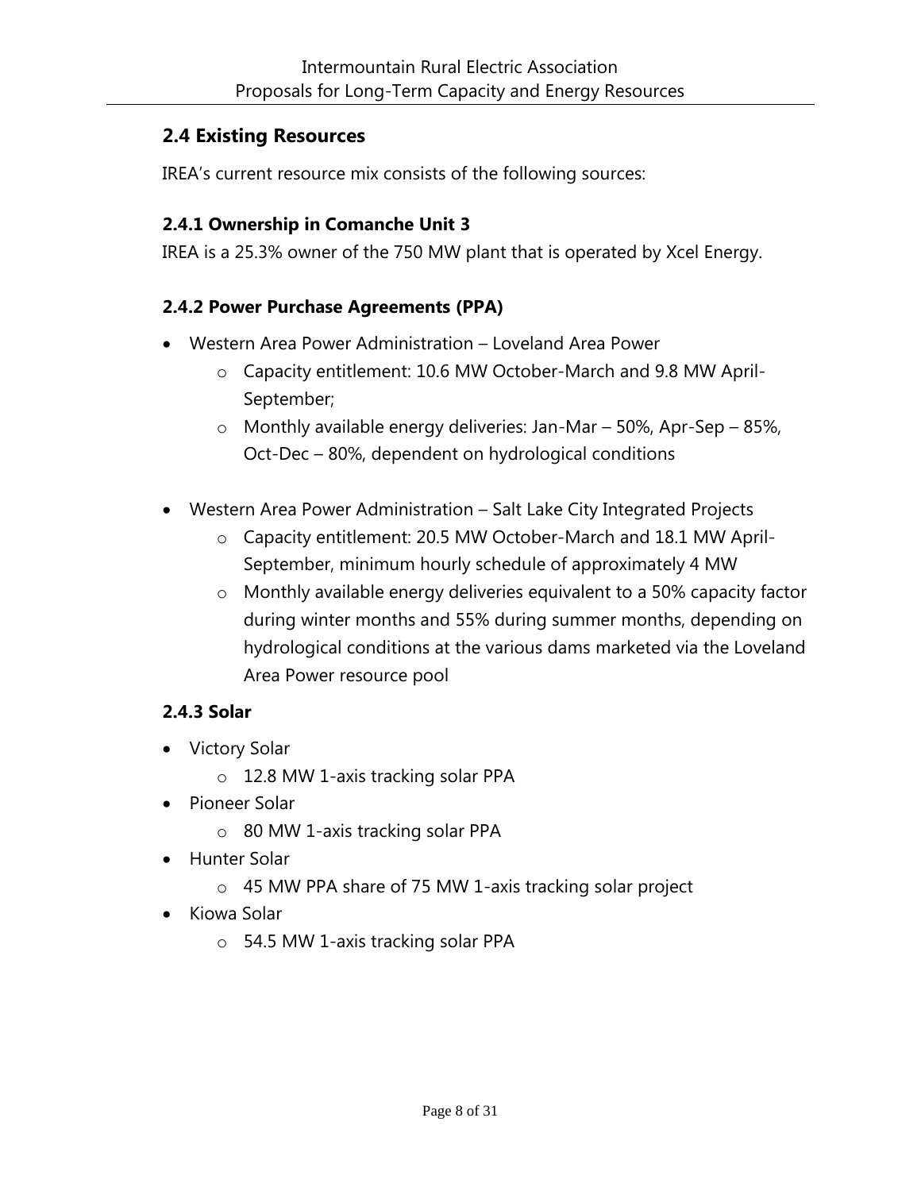## 2.4 Existing Resources

IREA's current resource mix consists of the following sources:

### 2.4.1 Ownership in Comanche Unit 3

IREA is a 25.3% owner of the 750 MW plant that is operated by Xcel Energy.

### 2.4.2 Power Purchase Agreements (PPA)

- Western Area Power Administration – Loveland Area Power
  - Capacity entitlement: 10.6 MW October-March and 9.8 MW April-September;
  - Monthly available energy deliveries: Jan-Mar – 50%, Apr-Sep – 85%, Oct-Dec – 80%, dependent on hydrological conditions

- Western Area Power Administration – Salt Lake City Integrated Projects
  - Capacity entitlement: 20.5 MW October-March and 18.1 MW April-September, minimum hourly schedule of approximately 4 MW
  - Monthly available energy deliveries equivalent to a 50% capacity factor during winter months and 55% during summer months, depending on hydrological conditions at the various dams marketed via the Loveland Area Power resource pool

### 2.4.3 Solar

- Victory Solar
  - 12.8 MW 1-axis tracking solar PPA
- Pioneer Solar
  - 80 MW 1-axis tracking solar PPA
- Hunter Solar
  - 45 MW PPA share of 75 MW 1-axis tracking solar project
- Kiowa Solar
  - 54.5 MW 1-axis tracking solar PPA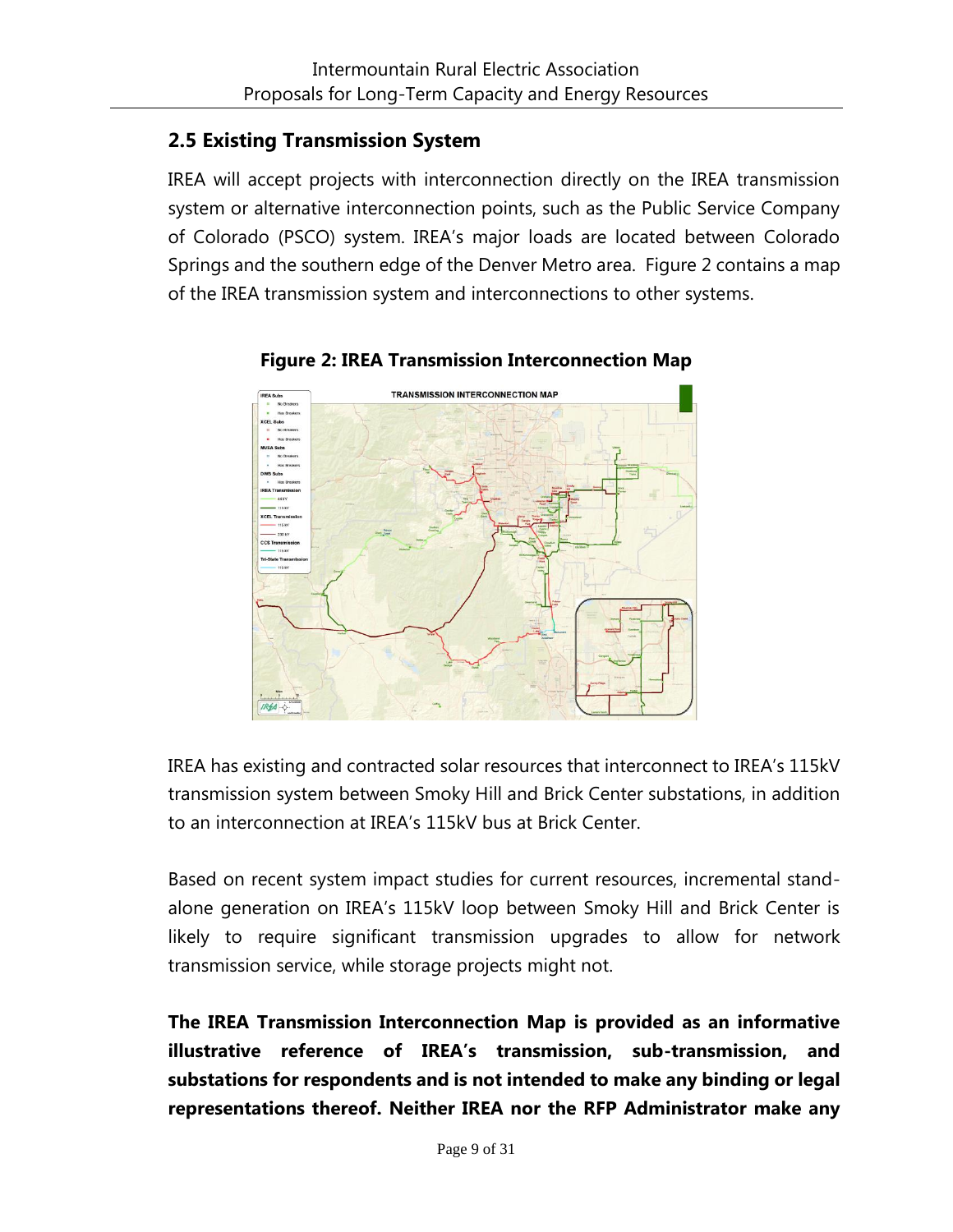## 2.5 Existing Transmission System

IREA will accept projects with interconnection directly on the IREA transmission system or alternative interconnection points, such as the Public Service Company of Colorado (PSCO) system. IREA's major loads are located between Colorado Springs and the southern edge of the Denver Metro area. Figure 2 contains a map of the IREA transmission system and interconnections to other systems.

**Figure 2: IREA Transmission Interconnection Map**

IREA has existing and contracted solar resources that interconnect to IREA's 115kV transmission system between Smoky Hill and Brick Center substations, in addition to an interconnection at IREA's 115kV bus at Brick Center.

Based on recent system impact studies for current resources, incremental stand-alone generation on IREA's 115kV loop between Smoky Hill and Brick Center is likely to require significant transmission upgrades to allow for network transmission service, while storage projects might not.

**The IREA Transmission Interconnection Map is provided as an informative illustrative reference of IREA's transmission, sub-transmission, and substations for respondents and is not intended to make any binding or legal representations thereof. Neither IREA nor the RFP Administrator make any**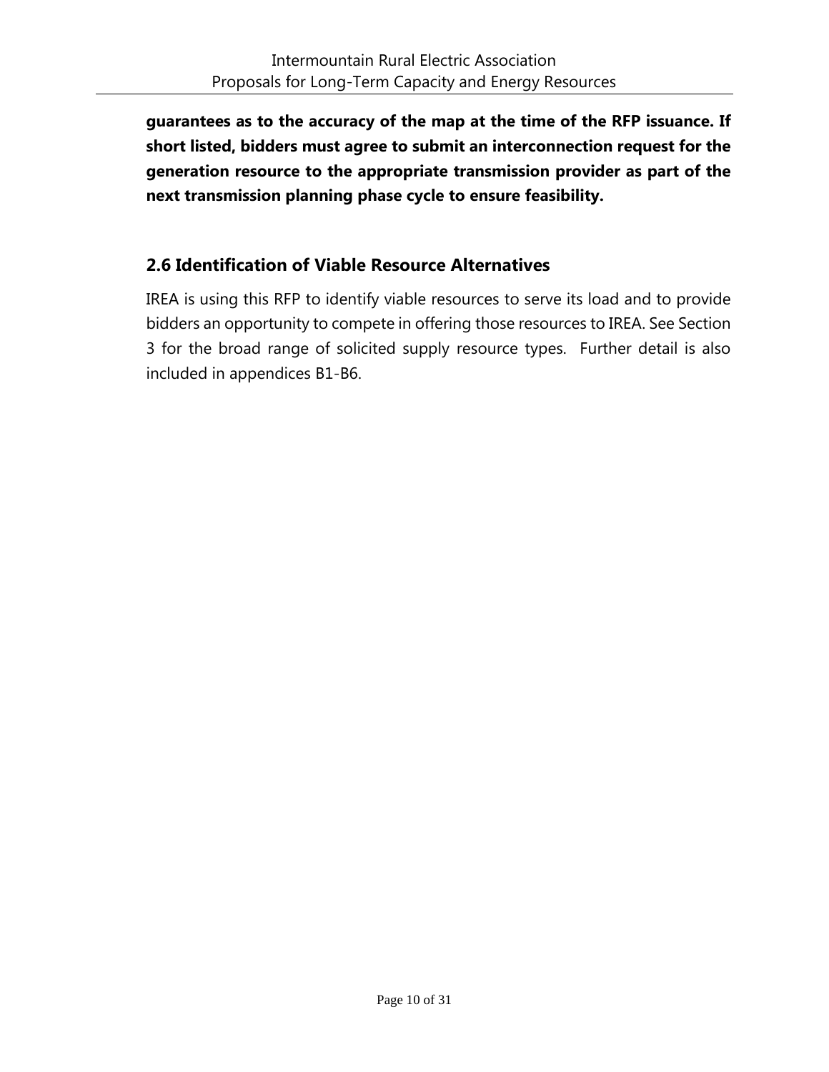**guarantees as to the accuracy of the map at the time of the RFP issuance. If short listed, bidders must agree to submit an interconnection request for the generation resource to the appropriate transmission provider as part of the next transmission planning phase cycle to ensure feasibility.**

## 2.6 Identification of Viable Resource Alternatives

IREA is using this RFP to identify viable resources to serve its load and to provide bidders an opportunity to compete in offering those resources to IREA. See Section 3 for the broad range of solicited supply resource types. Further detail is also included in appendices B1-B6.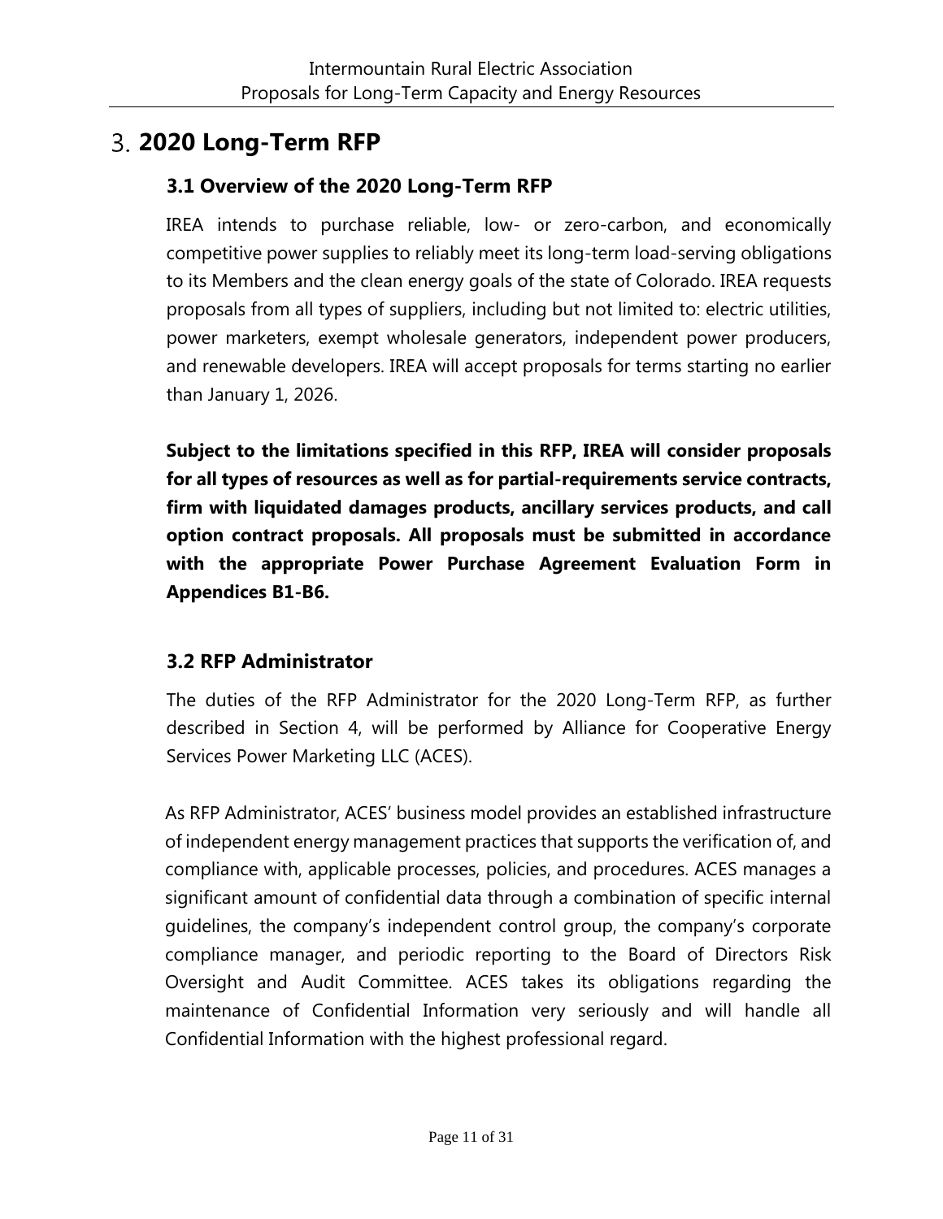# 3. 2020 Long-Term RFP

## 3.1 Overview of the 2020 Long-Term RFP

IREA intends to purchase reliable, low- or zero-carbon, and economically competitive power supplies to reliably meet its long-term load-serving obligations to its Members and the clean energy goals of the state of Colorado. IREA requests proposals from all types of suppliers, including but not limited to: electric utilities, power marketers, exempt wholesale generators, independent power producers, and renewable developers. IREA will accept proposals for terms starting no earlier than January 1, 2026.

**Subject to the limitations specified in this RFP, IREA will consider proposals for all types of resources as well as for partial-requirements service contracts, firm with liquidated damages products, ancillary services products, and call option contract proposals. All proposals must be submitted in accordance with the appropriate Power Purchase Agreement Evaluation Form in Appendices B1-B6.**

## 3.2 RFP Administrator

The duties of the RFP Administrator for the 2020 Long-Term RFP, as further described in Section 4, will be performed by Alliance for Cooperative Energy Services Power Marketing LLC (ACES).

As RFP Administrator, ACES' business model provides an established infrastructure of independent energy management practices that supports the verification of, and compliance with, applicable processes, policies, and procedures. ACES manages a significant amount of confidential data through a combination of specific internal guidelines, the company's independent control group, the company's corporate compliance manager, and periodic reporting to the Board of Directors Risk Oversight and Audit Committee. ACES takes its obligations regarding the maintenance of Confidential Information very seriously and will handle all Confidential Information with the highest professional regard.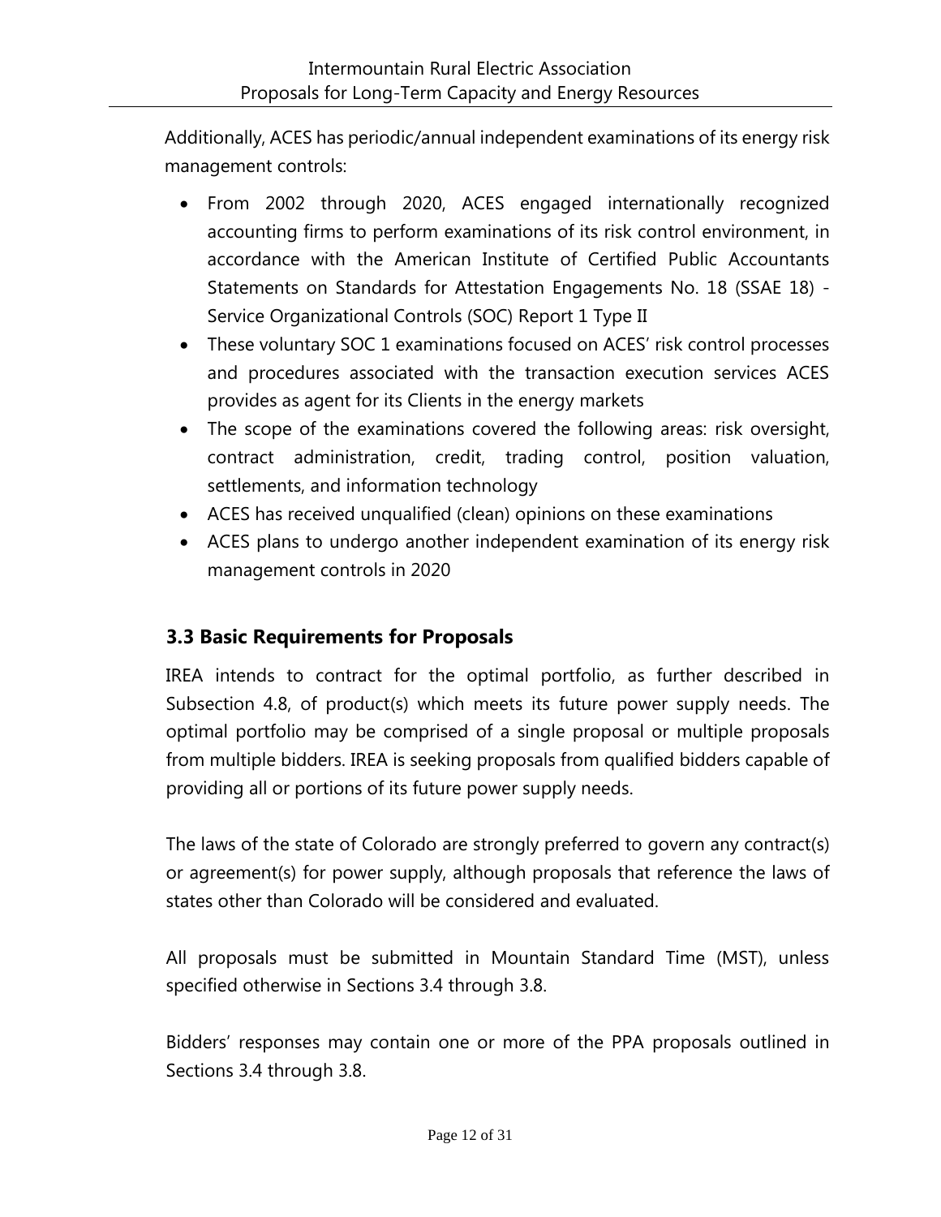Additionally, ACES has periodic/annual independent examinations of its energy risk management controls:

- From 2002 through 2020, ACES engaged internationally recognized accounting firms to perform examinations of its risk control environment, in accordance with the American Institute of Certified Public Accountants Statements on Standards for Attestation Engagements No. 18 (SSAE 18) - Service Organizational Controls (SOC) Report 1 Type II
- These voluntary SOC 1 examinations focused on ACES' risk control processes and procedures associated with the transaction execution services ACES provides as agent for its Clients in the energy markets
- The scope of the examinations covered the following areas: risk oversight, contract administration, credit, trading control, position valuation, settlements, and information technology
- ACES has received unqualified (clean) opinions on these examinations
- ACES plans to undergo another independent examination of its energy risk management controls in 2020

## 3.3 Basic Requirements for Proposals

IREA intends to contract for the optimal portfolio, as further described in Subsection 4.8, of product(s) which meets its future power supply needs. The optimal portfolio may be comprised of a single proposal or multiple proposals from multiple bidders. IREA is seeking proposals from qualified bidders capable of providing all or portions of its future power supply needs.

The laws of the state of Colorado are strongly preferred to govern any contract(s) or agreement(s) for power supply, although proposals that reference the laws of states other than Colorado will be considered and evaluated.

All proposals must be submitted in Mountain Standard Time (MST), unless specified otherwise in Sections 3.4 through 3.8.

Bidders' responses may contain one or more of the PPA proposals outlined in Sections 3.4 through 3.8.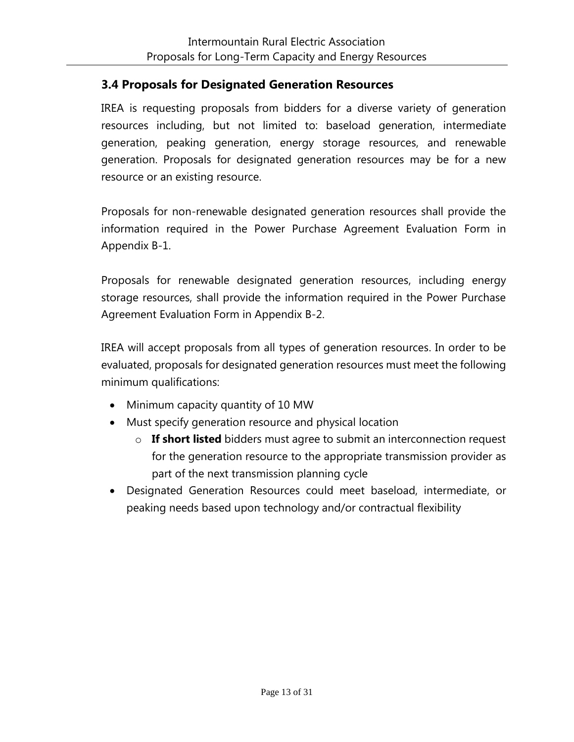### 3.4 Proposals for Designated Generation Resources

IREA is requesting proposals from bidders for a diverse variety of generation resources including, but not limited to: baseload generation, intermediate generation, peaking generation, energy storage resources, and renewable generation. Proposals for designated generation resources may be for a new resource or an existing resource.

Proposals for non-renewable designated generation resources shall provide the information required in the Power Purchase Agreement Evaluation Form in Appendix B-1.

Proposals for renewable designated generation resources, including energy storage resources, shall provide the information required in the Power Purchase Agreement Evaluation Form in Appendix B-2.

IREA will accept proposals from all types of generation resources. In order to be evaluated, proposals for designated generation resources must meet the following minimum qualifications:

- Minimum capacity quantity of 10 MW
- Must specify generation resource and physical location
  - **If short listed** bidders must agree to submit an interconnection request for the generation resource to the appropriate transmission provider as part of the next transmission planning cycle
- Designated Generation Resources could meet baseload, intermediate, or peaking needs based upon technology and/or contractual flexibility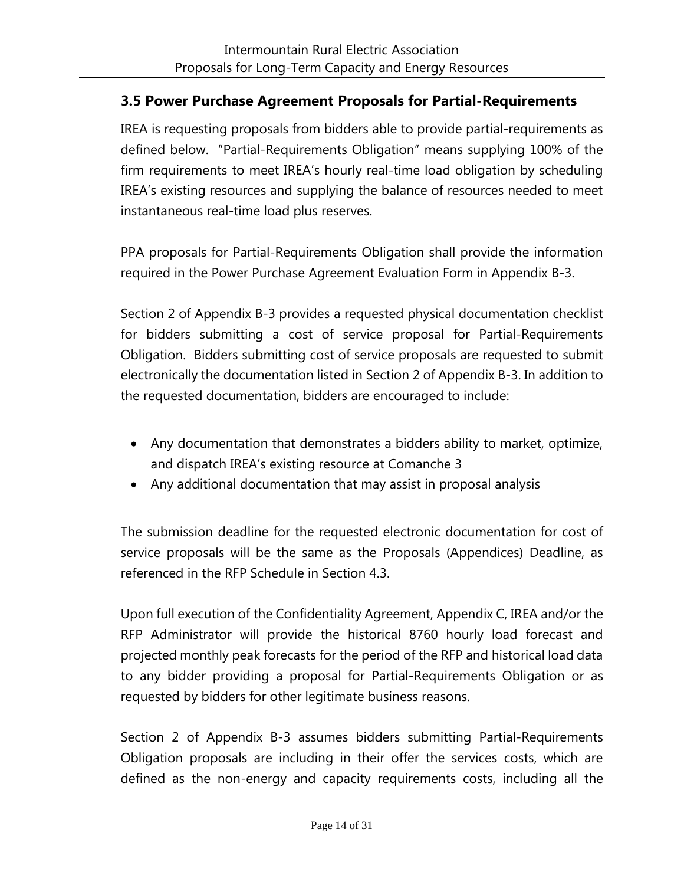## 3.5 Power Purchase Agreement Proposals for Partial-Requirements

IREA is requesting proposals from bidders able to provide partial-requirements as defined below. "Partial-Requirements Obligation" means supplying 100% of the firm requirements to meet IREA's hourly real-time load obligation by scheduling IREA's existing resources and supplying the balance of resources needed to meet instantaneous real-time load plus reserves.

PPA proposals for Partial-Requirements Obligation shall provide the information required in the Power Purchase Agreement Evaluation Form in Appendix B-3.

Section 2 of Appendix B-3 provides a requested physical documentation checklist for bidders submitting a cost of service proposal for Partial-Requirements Obligation. Bidders submitting cost of service proposals are requested to submit electronically the documentation listed in Section 2 of Appendix B-3. In addition to the requested documentation, bidders are encouraged to include:

- Any documentation that demonstrates a bidders ability to market, optimize, and dispatch IREA's existing resource at Comanche 3
- Any additional documentation that may assist in proposal analysis

The submission deadline for the requested electronic documentation for cost of service proposals will be the same as the Proposals (Appendices) Deadline, as referenced in the RFP Schedule in Section 4.3.

Upon full execution of the Confidentiality Agreement, Appendix C, IREA and/or the RFP Administrator will provide the historical 8760 hourly load forecast and projected monthly peak forecasts for the period of the RFP and historical load data to any bidder providing a proposal for Partial-Requirements Obligation or as requested by bidders for other legitimate business reasons.

Section 2 of Appendix B-3 assumes bidders submitting Partial-Requirements Obligation proposals are including in their offer the services costs, which are defined as the non-energy and capacity requirements costs, including all the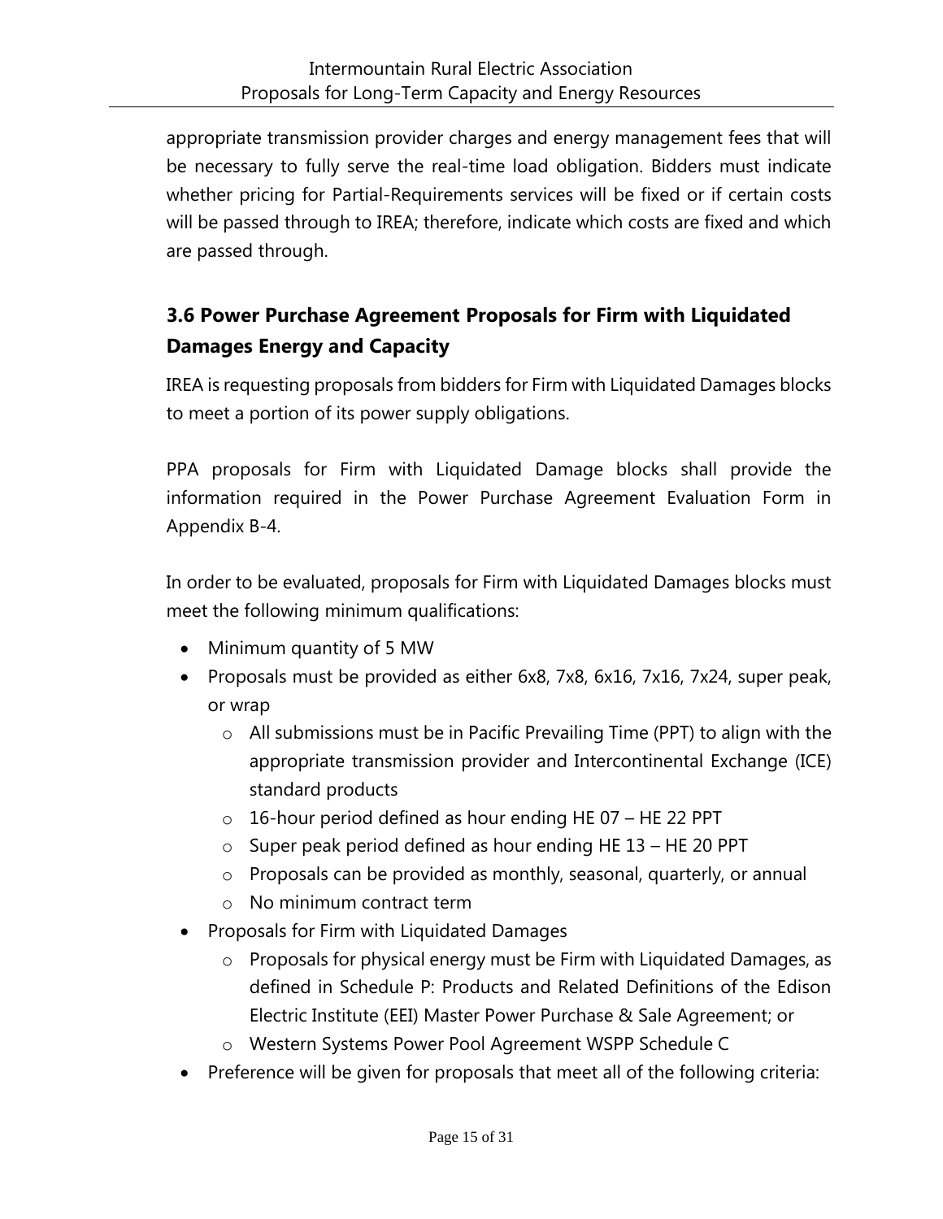appropriate transmission provider charges and energy management fees that will be necessary to fully serve the real-time load obligation. Bidders must indicate whether pricing for Partial-Requirements services will be fixed or if certain costs will be passed through to IREA; therefore, indicate which costs are fixed and which are passed through.

## 3.6 Power Purchase Agreement Proposals for Firm with Liquidated Damages Energy and Capacity

IREA is requesting proposals from bidders for Firm with Liquidated Damages blocks to meet a portion of its power supply obligations.

PPA proposals for Firm with Liquidated Damage blocks shall provide the information required in the Power Purchase Agreement Evaluation Form in Appendix B-4.

In order to be evaluated, proposals for Firm with Liquidated Damages blocks must meet the following minimum qualifications:

- Minimum quantity of 5 MW
- Proposals must be provided as either 6x8, 7x8, 6x16, 7x16, 7x24, super peak, or wrap
  - All submissions must be in Pacific Prevailing Time (PPT) to align with the appropriate transmission provider and Intercontinental Exchange (ICE) standard products
  - 16-hour period defined as hour ending HE 07 – HE 22 PPT
  - Super peak period defined as hour ending HE 13 – HE 20 PPT
  - Proposals can be provided as monthly, seasonal, quarterly, or annual
  - No minimum contract term
- Proposals for Firm with Liquidated Damages
  - Proposals for physical energy must be Firm with Liquidated Damages, as defined in Schedule P: Products and Related Definitions of the Edison Electric Institute (EEI) Master Power Purchase & Sale Agreement; or
  - Western Systems Power Pool Agreement WSPP Schedule C
- Preference will be given for proposals that meet all of the following criteria: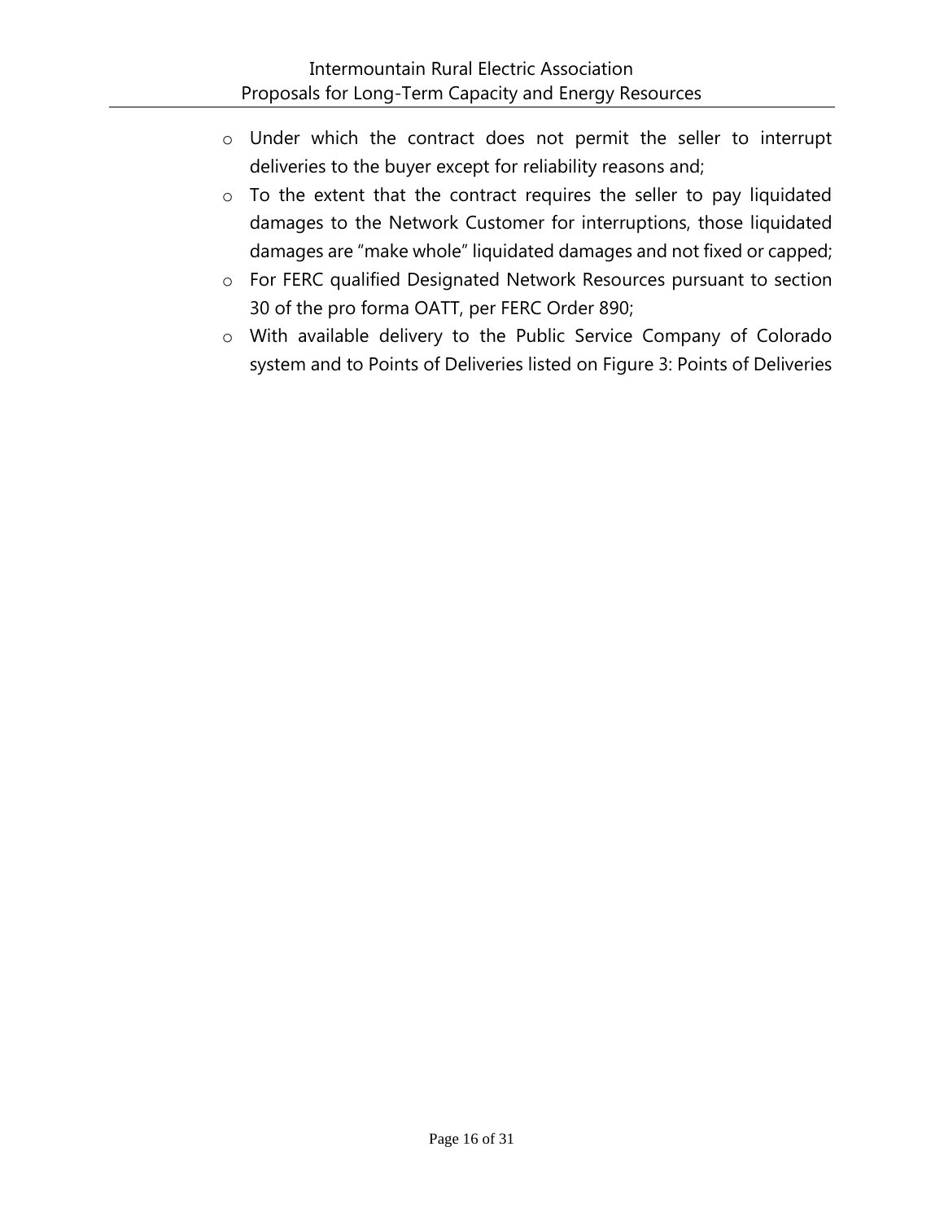- Under which the contract does not permit the seller to interrupt deliveries to the buyer except for reliability reasons and;
- To the extent that the contract requires the seller to pay liquidated damages to the Network Customer for interruptions, those liquidated damages are "make whole" liquidated damages and not fixed or capped;
- For FERC qualified Designated Network Resources pursuant to section 30 of the pro forma OATT, per FERC Order 890;
- With available delivery to the Public Service Company of Colorado system and to Points of Deliveries listed on Figure 3: Points of Deliveries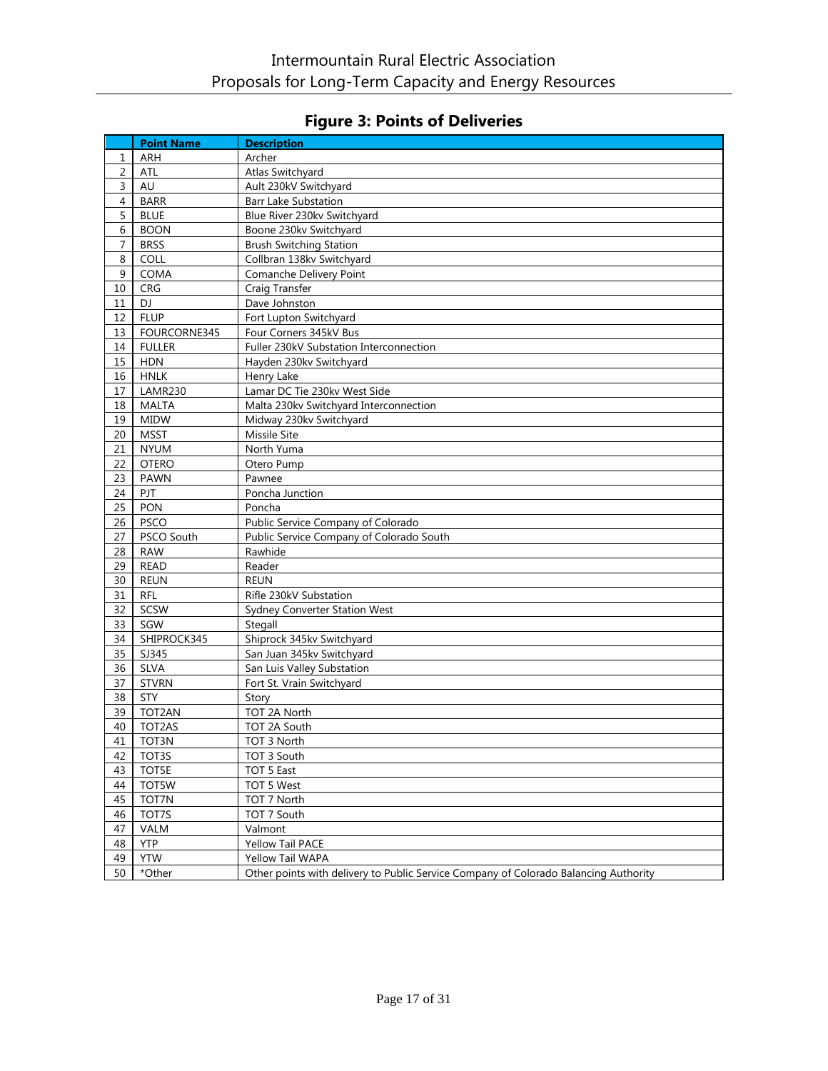## Figure 3: Points of Deliveries

| | Point Name | Description |
|---|---|---|
| 1 | ARH | Archer |
| 2 | ATL | Atlas Switchyard |
| 3 | AU | Ault 230kV Switchyard |
| 4 | BARR | Barr Lake Substation |
| 5 | BLUE | Blue River 230kv Switchyard |
| 6 | BOON | Boone 230kv Switchyard |
| 7 | BRSS | Brush Switching Station |
| 8 | COLL | Collbran 138kv Switchyard |
| 9 | COMA | Comanche Delivery Point |
| 10 | CRG | Craig Transfer |
| 11 | DJ | Dave Johnston |
| 12 | FLUP | Fort Lupton Switchyard |
| 13 | FOURCORNE345 | Four Corners 345kV Bus |
| 14 | FULLER | Fuller 230kV Substation Interconnection |
| 15 | HDN | Hayden 230kv Switchyard |
| 16 | HNLK | Henry Lake |
| 17 | LAMR230 | Lamar DC Tie 230kv West Side |
| 18 | MALTA | Malta 230kv Switchyard Interconnection |
| 19 | MIDW | Midway 230kv Switchyard |
| 20 | MSST | Missile Site |
| 21 | NYUM | North Yuma |
| 22 | OTERO | Otero Pump |
| 23 | PAWN | Pawnee |
| 24 | PJT | Poncha Junction |
| 25 | PON | Poncha |
| 26 | PSCO | Public Service Company of Colorado |
| 27 | PSCO South | Public Service Company of Colorado South |
| 28 | RAW | Rawhide |
| 29 | READ | Reader |
| 30 | REUN | REUN |
| 31 | RFL | Rifle 230kV Substation |
| 32 | SCSW | Sydney Converter Station West |
| 33 | SGW | Stegall |
| 34 | SHIPROCK345 | Shiprock 345kv Switchyard |
| 35 | SJ345 | San Juan 345kv Switchyard |
| 36 | SLVA | San Luis Valley Substation |
| 37 | STVRN | Fort St. Vrain Switchyard |
| 38 | STY | Story |
| 39 | TOT2AN | TOT 2A North |
| 40 | TOT2AS | TOT 2A South |
| 41 | TOT3N | TOT 3 North |
| 42 | TOT3S | TOT 3 South |
| 43 | TOT5E | TOT 5 East |
| 44 | TOT5W | TOT 5 West |
| 45 | TOT7N | TOT 7 North |
| 46 | TOT7S | TOT 7 South |
| 47 | VALM | Valmont |
| 48 | YTP | Yellow Tail PACE |
| 49 | YTW | Yellow Tail WAPA |
| 50 | *Other | Other points with delivery to Public Service Company of Colorado Balancing Authority |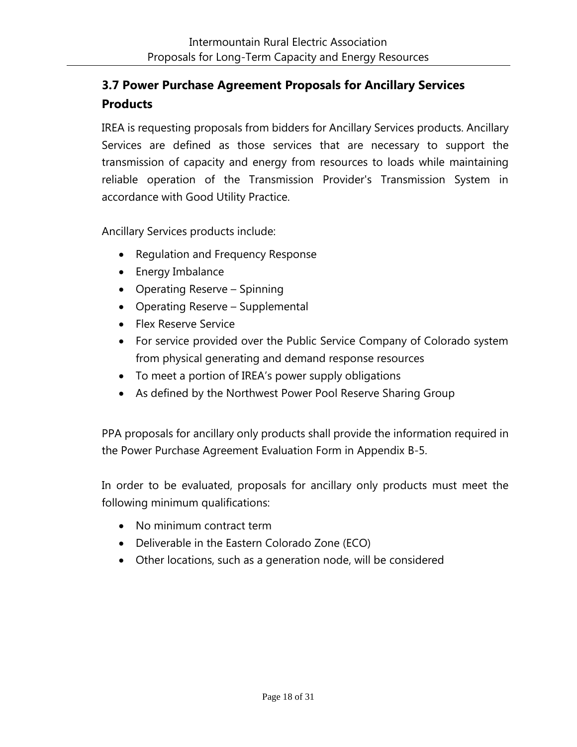## 3.7 Power Purchase Agreement Proposals for Ancillary Services Products

IREA is requesting proposals from bidders for Ancillary Services products. Ancillary Services are defined as those services that are necessary to support the transmission of capacity and energy from resources to loads while maintaining reliable operation of the Transmission Provider's Transmission System in accordance with Good Utility Practice.

Ancillary Services products include:

- Regulation and Frequency Response
- Energy Imbalance
- Operating Reserve – Spinning
- Operating Reserve – Supplemental
- Flex Reserve Service
- For service provided over the Public Service Company of Colorado system from physical generating and demand response resources
- To meet a portion of IREA's power supply obligations
- As defined by the Northwest Power Pool Reserve Sharing Group

PPA proposals for ancillary only products shall provide the information required in the Power Purchase Agreement Evaluation Form in Appendix B-5.

In order to be evaluated, proposals for ancillary only products must meet the following minimum qualifications:

- No minimum contract term
- Deliverable in the Eastern Colorado Zone (ECO)
- Other locations, such as a generation node, will be considered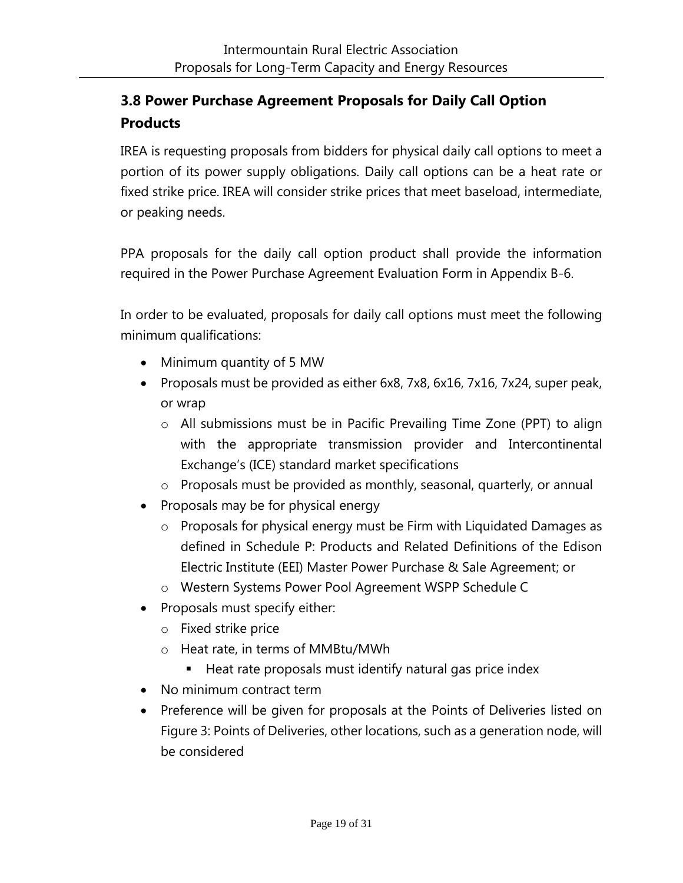## 3.8 Power Purchase Agreement Proposals for Daily Call Option Products

IREA is requesting proposals from bidders for physical daily call options to meet a portion of its power supply obligations. Daily call options can be a heat rate or fixed strike price. IREA will consider strike prices that meet baseload, intermediate, or peaking needs.

PPA proposals for the daily call option product shall provide the information required in the Power Purchase Agreement Evaluation Form in Appendix B-6.

In order to be evaluated, proposals for daily call options must meet the following minimum qualifications:

- Minimum quantity of 5 MW
- Proposals must be provided as either 6x8, 7x8, 6x16, 7x16, 7x24, super peak, or wrap
  - All submissions must be in Pacific Prevailing Time Zone (PPT) to align with the appropriate transmission provider and Intercontinental Exchange's (ICE) standard market specifications
  - Proposals must be provided as monthly, seasonal, quarterly, or annual
- Proposals may be for physical energy
  - Proposals for physical energy must be Firm with Liquidated Damages as defined in Schedule P: Products and Related Definitions of the Edison Electric Institute (EEI) Master Power Purchase & Sale Agreement; or
  - Western Systems Power Pool Agreement WSPP Schedule C
- Proposals must specify either:
  - Fixed strike price
  - Heat rate, in terms of MMBtu/MWh
    - Heat rate proposals must identify natural gas price index
- No minimum contract term
- Preference will be given for proposals at the Points of Deliveries listed on Figure 3: Points of Deliveries, other locations, such as a generation node, will be considered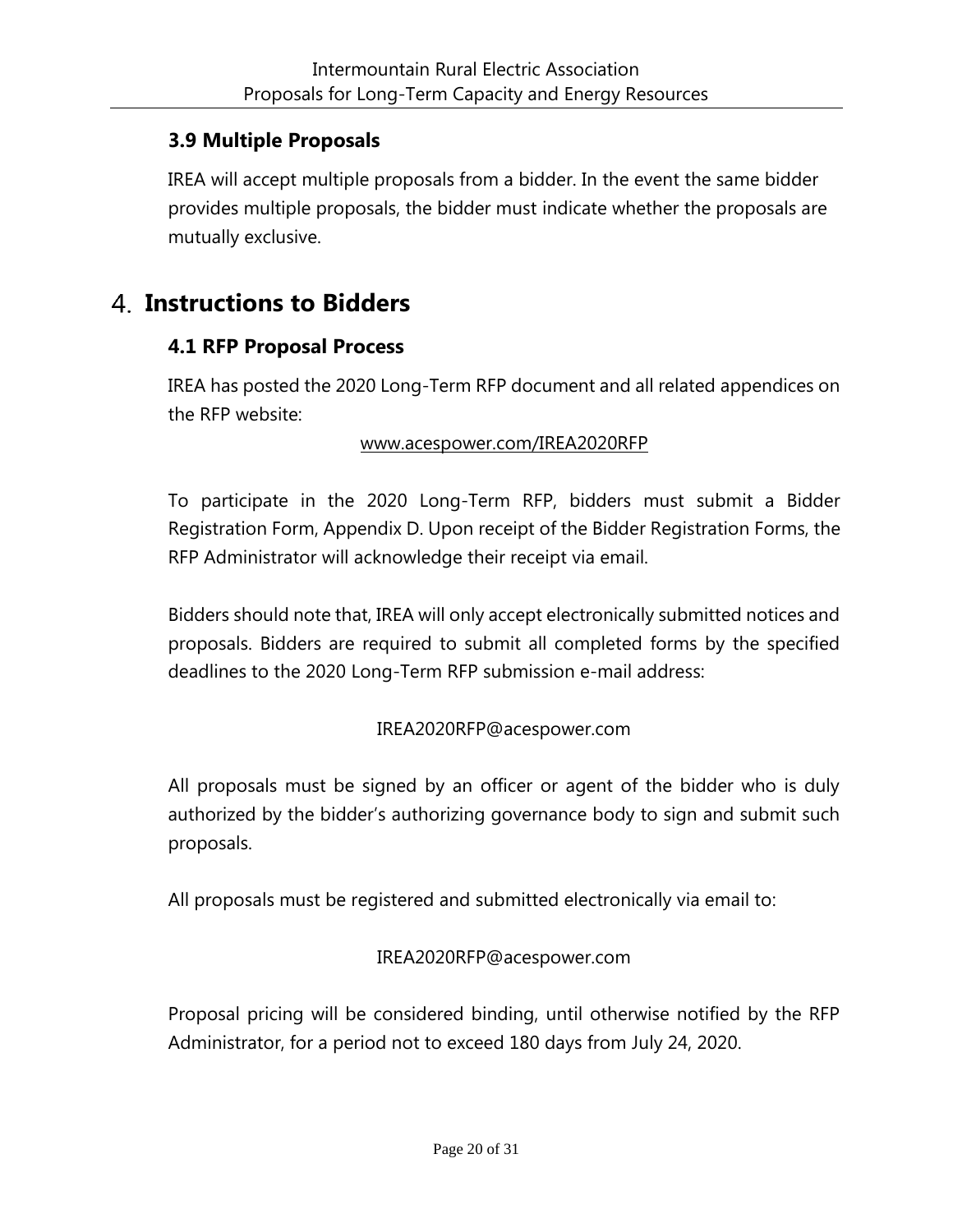### 3.9 Multiple Proposals

IREA will accept multiple proposals from a bidder. In the event the same bidder provides multiple proposals, the bidder must indicate whether the proposals are mutually exclusive.

## 4. Instructions to Bidders

### 4.1 RFP Proposal Process

IREA has posted the 2020 Long-Term RFP document and all related appendices on the RFP website:

www.acespower.com/IREA2020RFP

To participate in the 2020 Long-Term RFP, bidders must submit a Bidder Registration Form, Appendix D. Upon receipt of the Bidder Registration Forms, the RFP Administrator will acknowledge their receipt via email.

Bidders should note that, IREA will only accept electronically submitted notices and proposals. Bidders are required to submit all completed forms by the specified deadlines to the 2020 Long-Term RFP submission e-mail address:

IREA2020RFP@acespower.com

All proposals must be signed by an officer or agent of the bidder who is duly authorized by the bidder's authorizing governance body to sign and submit such proposals.

All proposals must be registered and submitted electronically via email to:

IREA2020RFP@acespower.com

Proposal pricing will be considered binding, until otherwise notified by the RFP Administrator, for a period not to exceed 180 days from July 24, 2020.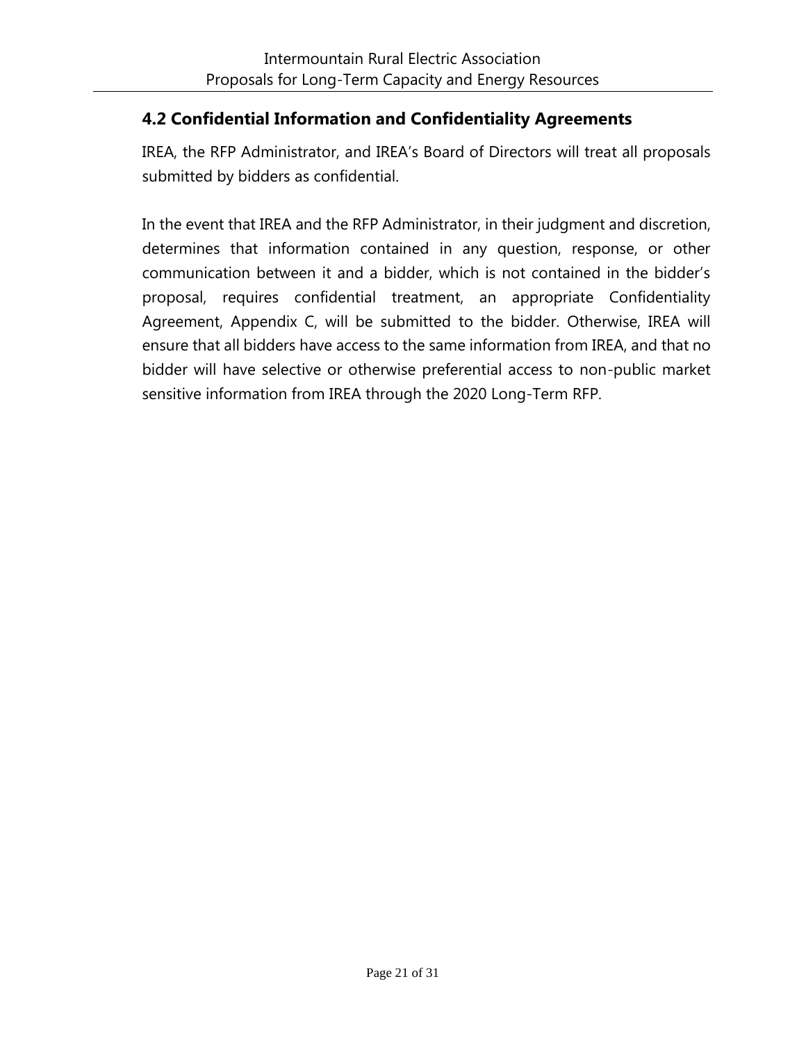## 4.2 Confidential Information and Confidentiality Agreements

IREA, the RFP Administrator, and IREA's Board of Directors will treat all proposals submitted by bidders as confidential.

In the event that IREA and the RFP Administrator, in their judgment and discretion, determines that information contained in any question, response, or other communication between it and a bidder, which is not contained in the bidder's proposal, requires confidential treatment, an appropriate Confidentiality Agreement, Appendix C, will be submitted to the bidder. Otherwise, IREA will ensure that all bidders have access to the same information from IREA, and that no bidder will have selective or otherwise preferential access to non-public market sensitive information from IREA through the 2020 Long-Term RFP.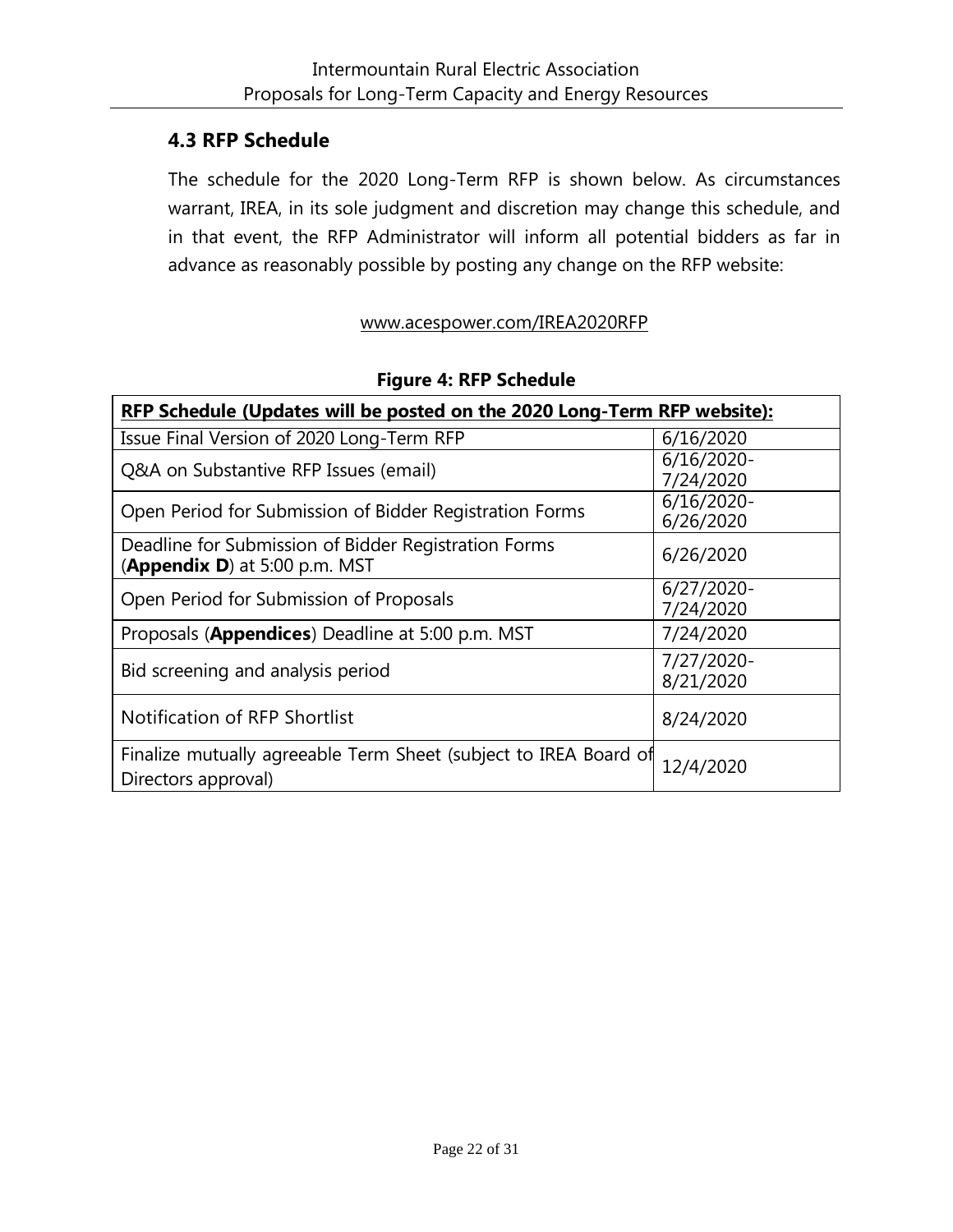## 4.3 RFP Schedule

The schedule for the 2020 Long-Term RFP is shown below. As circumstances warrant, IREA, in its sole judgment and discretion may change this schedule, and in that event, the RFP Administrator will inform all potential bidders as far in advance as reasonably possible by posting any change on the RFP website:

www.acespower.com/IREA2020RFP

**Figure 4: RFP Schedule**

| **RFP Schedule (Updates will be posted on the 2020 Long-Term RFP website):** | |
|---|---|
| Issue Final Version of 2020 Long-Term RFP | 6/16/2020 |
| Q&A on Substantive RFP Issues (email) | 6/16/2020-7/24/2020 |
| Open Period for Submission of Bidder Registration Forms | 6/16/2020-6/26/2020 |
| Deadline for Submission of Bidder Registration Forms (**Appendix D**) at 5:00 p.m. MST | 6/26/2020 |
| Open Period for Submission of Proposals | 6/27/2020-7/24/2020 |
| Proposals (**Appendices**) Deadline at 5:00 p.m. MST | 7/24/2020 |
| Bid screening and analysis period | 7/27/2020-8/21/2020 |
| Notification of RFP Shortlist | 8/24/2020 |
| Finalize mutually agreeable Term Sheet (subject to IREA Board of Directors approval) | 12/4/2020 |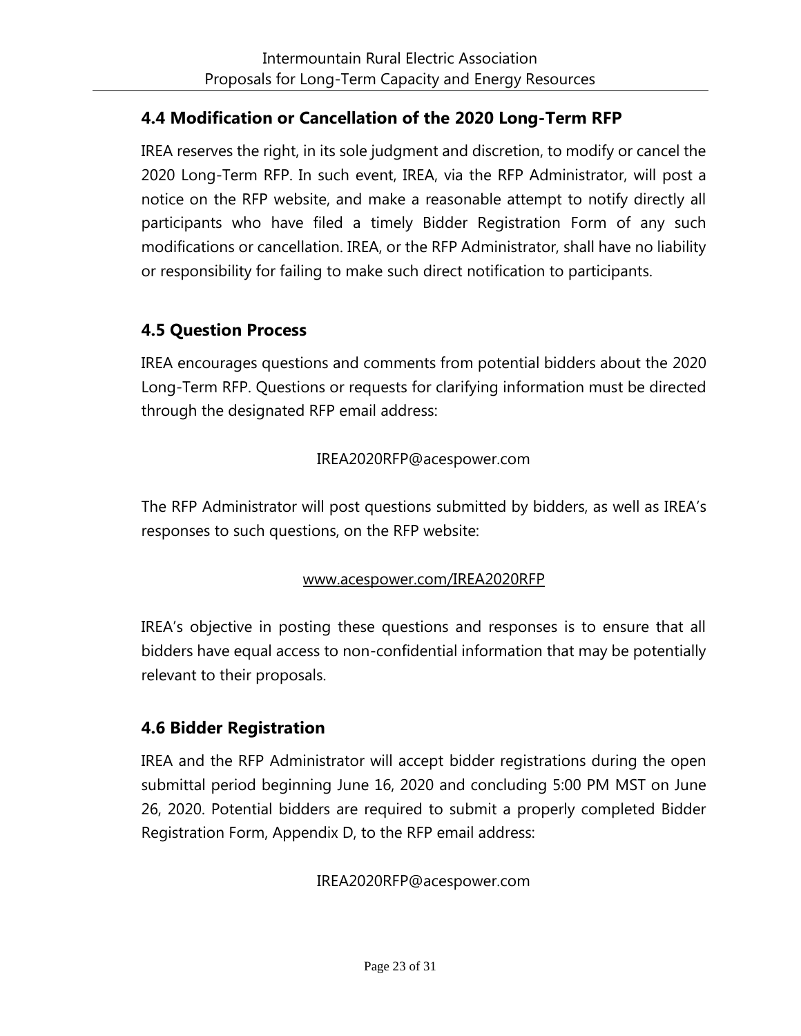## 4.4 Modification or Cancellation of the 2020 Long-Term RFP

IREA reserves the right, in its sole judgment and discretion, to modify or cancel the 2020 Long-Term RFP. In such event, IREA, via the RFP Administrator, will post a notice on the RFP website, and make a reasonable attempt to notify directly all participants who have filed a timely Bidder Registration Form of any such modifications or cancellation. IREA, or the RFP Administrator, shall have no liability or responsibility for failing to make such direct notification to participants.

## 4.5 Question Process

IREA encourages questions and comments from potential bidders about the 2020 Long-Term RFP. Questions or requests for clarifying information must be directed through the designated RFP email address:

IREA2020RFP@acespower.com

The RFP Administrator will post questions submitted by bidders, as well as IREA's responses to such questions, on the RFP website:

www.acespower.com/IREA2020RFP

IREA's objective in posting these questions and responses is to ensure that all bidders have equal access to non-confidential information that may be potentially relevant to their proposals.

## 4.6 Bidder Registration

IREA and the RFP Administrator will accept bidder registrations during the open submittal period beginning June 16, 2020 and concluding 5:00 PM MST on June 26, 2020. Potential bidders are required to submit a properly completed Bidder Registration Form, Appendix D, to the RFP email address:

IREA2020RFP@acespower.com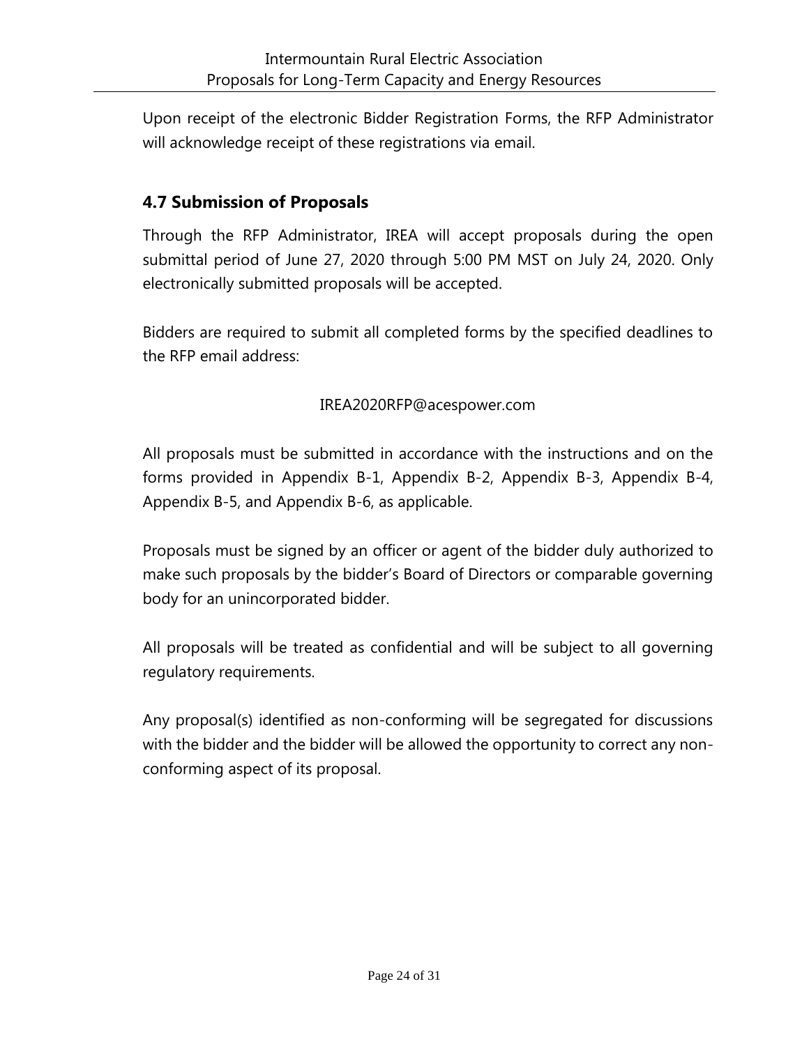Upon receipt of the electronic Bidder Registration Forms, the RFP Administrator will acknowledge receipt of these registrations via email.

## 4.7 Submission of Proposals

Through the RFP Administrator, IREA will accept proposals during the open submittal period of June 27, 2020 through 5:00 PM MST on July 24, 2020. Only electronically submitted proposals will be accepted.

Bidders are required to submit all completed forms by the specified deadlines to the RFP email address:

IREA2020RFP@acespower.com

All proposals must be submitted in accordance with the instructions and on the forms provided in Appendix B-1, Appendix B-2, Appendix B-3, Appendix B-4, Appendix B-5, and Appendix B-6, as applicable.

Proposals must be signed by an officer or agent of the bidder duly authorized to make such proposals by the bidder's Board of Directors or comparable governing body for an unincorporated bidder.

All proposals will be treated as confidential and will be subject to all governing regulatory requirements.

Any proposal(s) identified as non-conforming will be segregated for discussions with the bidder and the bidder will be allowed the opportunity to correct any non-conforming aspect of its proposal.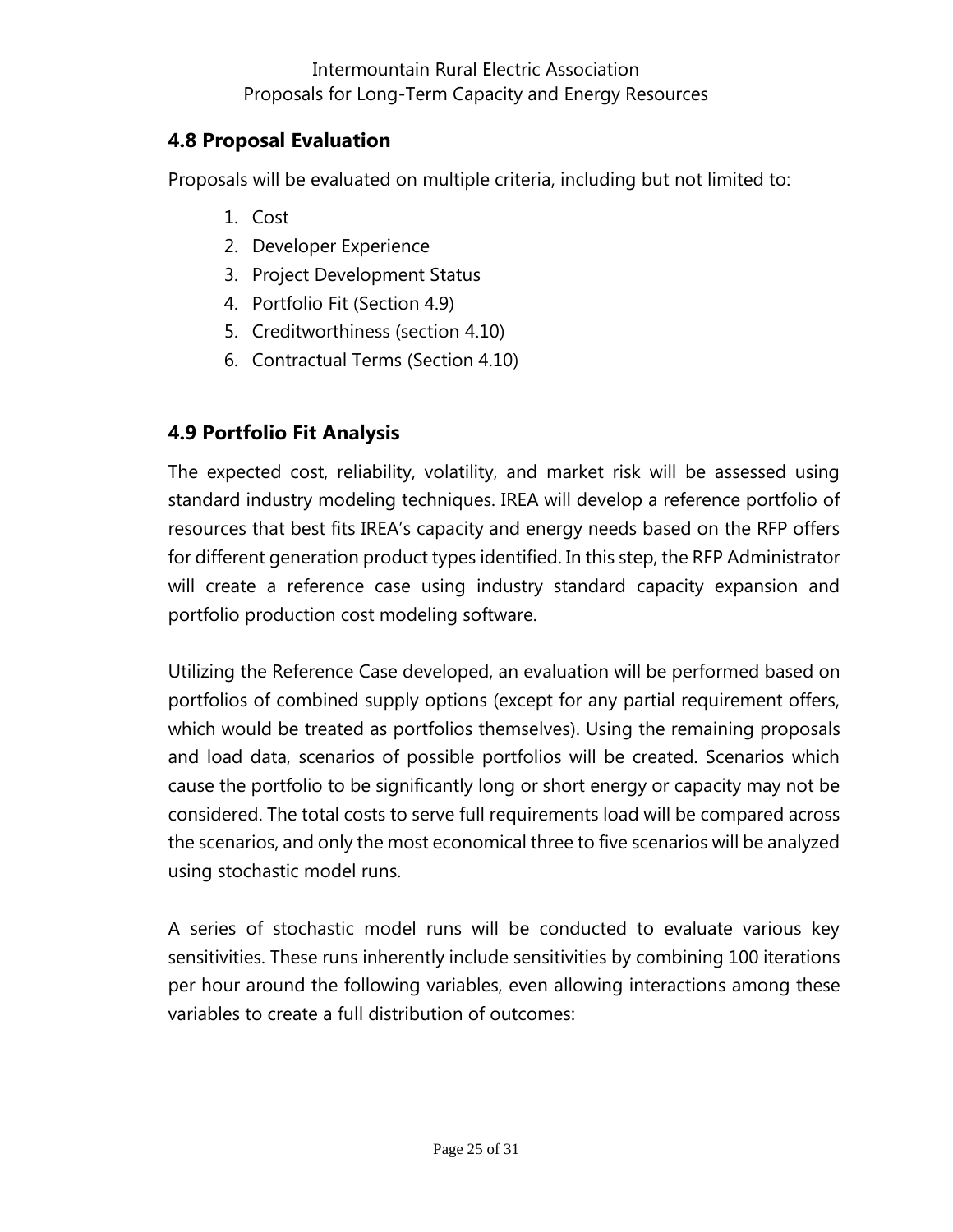## 4.8 Proposal Evaluation

Proposals will be evaluated on multiple criteria, including but not limited to:

1. Cost
2. Developer Experience
3. Project Development Status
4. Portfolio Fit (Section 4.9)
5. Creditworthiness (section 4.10)
6. Contractual Terms (Section 4.10)

## 4.9 Portfolio Fit Analysis

The expected cost, reliability, volatility, and market risk will be assessed using standard industry modeling techniques. IREA will develop a reference portfolio of resources that best fits IREA's capacity and energy needs based on the RFP offers for different generation product types identified. In this step, the RFP Administrator will create a reference case using industry standard capacity expansion and portfolio production cost modeling software.

Utilizing the Reference Case developed, an evaluation will be performed based on portfolios of combined supply options (except for any partial requirement offers, which would be treated as portfolios themselves). Using the remaining proposals and load data, scenarios of possible portfolios will be created. Scenarios which cause the portfolio to be significantly long or short energy or capacity may not be considered. The total costs to serve full requirements load will be compared across the scenarios, and only the most economical three to five scenarios will be analyzed using stochastic model runs.

A series of stochastic model runs will be conducted to evaluate various key sensitivities. These runs inherently include sensitivities by combining 100 iterations per hour around the following variables, even allowing interactions among these variables to create a full distribution of outcomes: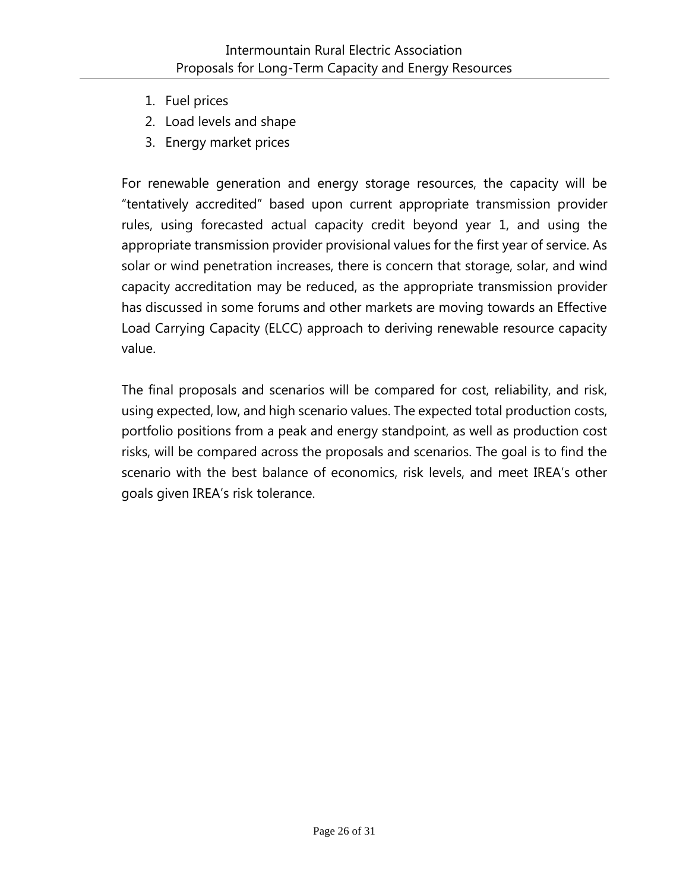1. Fuel prices
2. Load levels and shape
3. Energy market prices

For renewable generation and energy storage resources, the capacity will be "tentatively accredited" based upon current appropriate transmission provider rules, using forecasted actual capacity credit beyond year 1, and using the appropriate transmission provider provisional values for the first year of service. As solar or wind penetration increases, there is concern that storage, solar, and wind capacity accreditation may be reduced, as the appropriate transmission provider has discussed in some forums and other markets are moving towards an Effective Load Carrying Capacity (ELCC) approach to deriving renewable resource capacity value.

The final proposals and scenarios will be compared for cost, reliability, and risk, using expected, low, and high scenario values. The expected total production costs, portfolio positions from a peak and energy standpoint, as well as production cost risks, will be compared across the proposals and scenarios. The goal is to find the scenario with the best balance of economics, risk levels, and meet IREA's other goals given IREA's risk tolerance.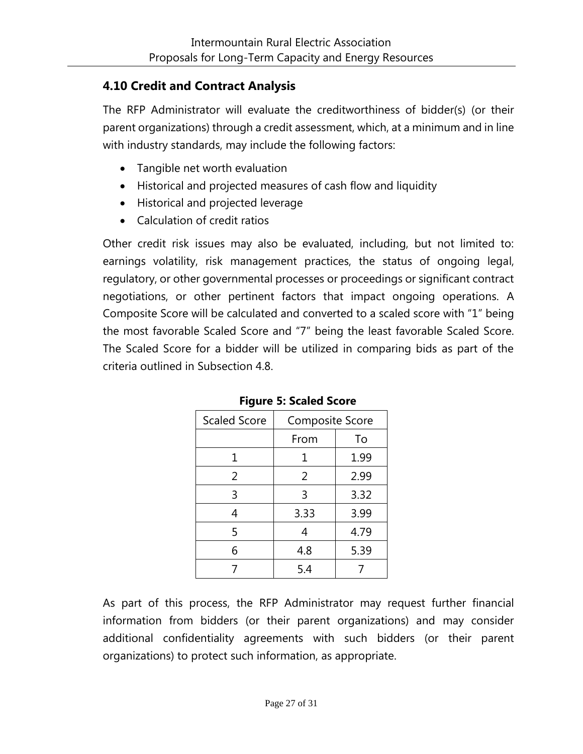## 4.10 Credit and Contract Analysis

The RFP Administrator will evaluate the creditworthiness of bidder(s) (or their parent organizations) through a credit assessment, which, at a minimum and in line with industry standards, may include the following factors:

- Tangible net worth evaluation
- Historical and projected measures of cash flow and liquidity
- Historical and projected leverage
- Calculation of credit ratios

Other credit risk issues may also be evaluated, including, but not limited to: earnings volatility, risk management practices, the status of ongoing legal, regulatory, or other governmental processes or proceedings or significant contract negotiations, or other pertinent factors that impact ongoing operations. A Composite Score will be calculated and converted to a scaled score with "1" being the most favorable Scaled Score and "7" being the least favorable Scaled Score. The Scaled Score for a bidder will be utilized in comparing bids as part of the criteria outlined in Subsection 4.8.

**Figure 5: Scaled Score**

| Scaled Score | Composite Score | |
|---|---|---|
| | From | To |
| 1 | 1 | 1.99 |
| 2 | 2 | 2.99 |
| 3 | 3 | 3.32 |
| 4 | 3.33 | 3.99 |
| 5 | 4 | 4.79 |
| 6 | 4.8 | 5.39 |
| 7 | 5.4 | 7 |

As part of this process, the RFP Administrator may request further financial information from bidders (or their parent organizations) and may consider additional confidentiality agreements with such bidders (or their parent organizations) to protect such information, as appropriate.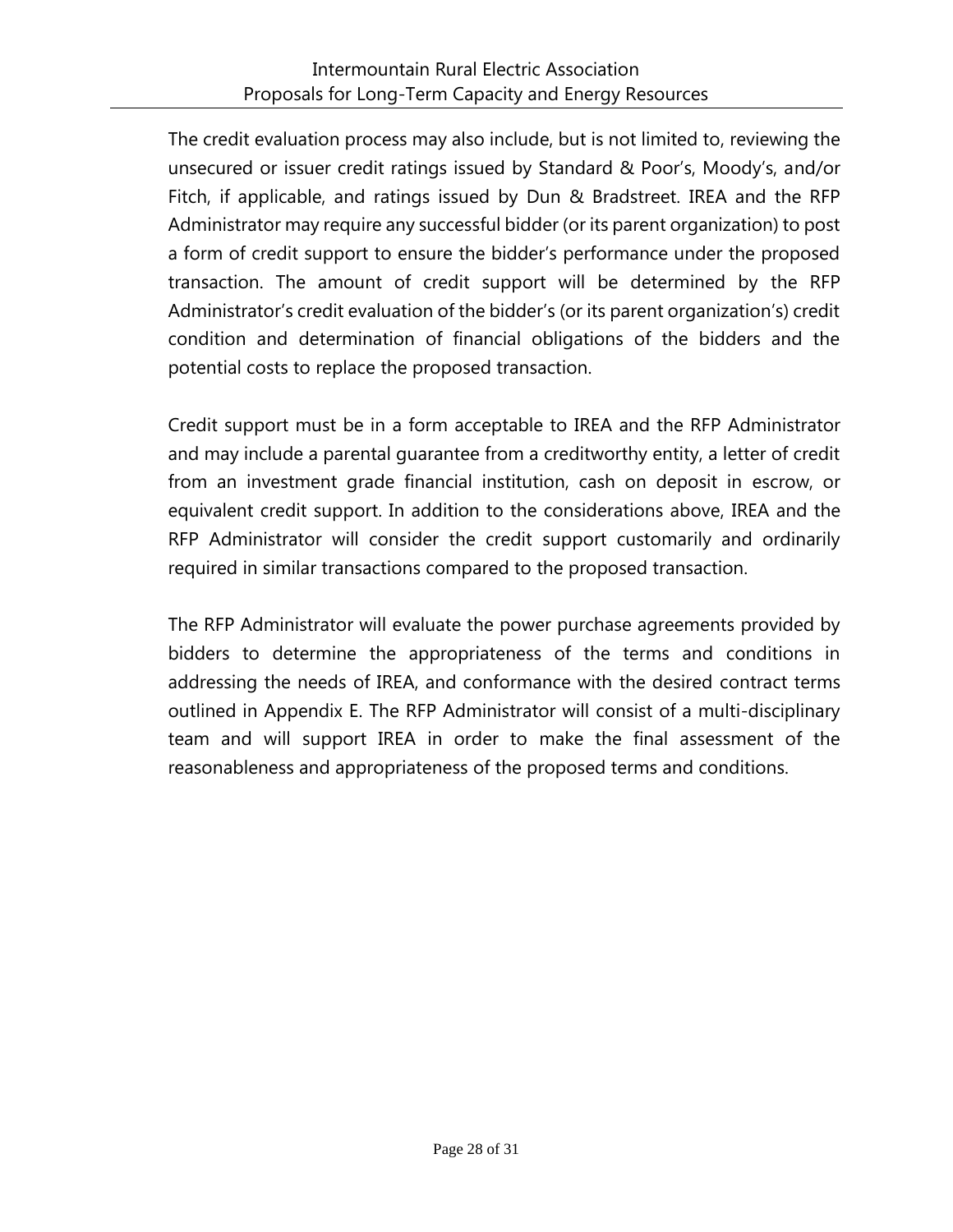The credit evaluation process may also include, but is not limited to, reviewing the unsecured or issuer credit ratings issued by Standard & Poor's, Moody's, and/or Fitch, if applicable, and ratings issued by Dun & Bradstreet. IREA and the RFP Administrator may require any successful bidder (or its parent organization) to post a form of credit support to ensure the bidder's performance under the proposed transaction. The amount of credit support will be determined by the RFP Administrator's credit evaluation of the bidder's (or its parent organization's) credit condition and determination of financial obligations of the bidders and the potential costs to replace the proposed transaction.

Credit support must be in a form acceptable to IREA and the RFP Administrator and may include a parental guarantee from a creditworthy entity, a letter of credit from an investment grade financial institution, cash on deposit in escrow, or equivalent credit support. In addition to the considerations above, IREA and the RFP Administrator will consider the credit support customarily and ordinarily required in similar transactions compared to the proposed transaction.

The RFP Administrator will evaluate the power purchase agreements provided by bidders to determine the appropriateness of the terms and conditions in addressing the needs of IREA, and conformance with the desired contract terms outlined in Appendix E. The RFP Administrator will consist of a multi-disciplinary team and will support IREA in order to make the final assessment of the reasonableness and appropriateness of the proposed terms and conditions.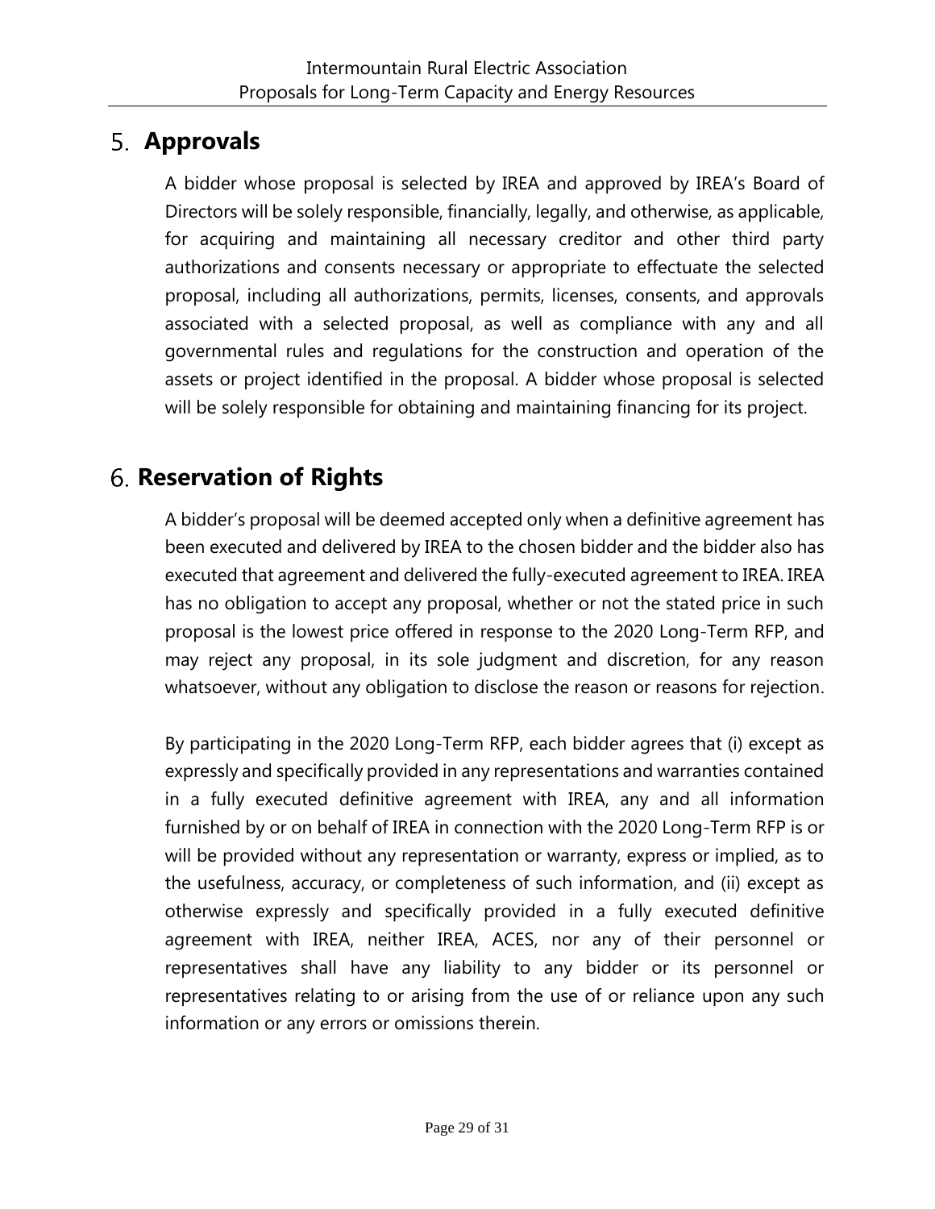## 5. Approvals

A bidder whose proposal is selected by IREA and approved by IREA's Board of Directors will be solely responsible, financially, legally, and otherwise, as applicable, for acquiring and maintaining all necessary creditor and other third party authorizations and consents necessary or appropriate to effectuate the selected proposal, including all authorizations, permits, licenses, consents, and approvals associated with a selected proposal, as well as compliance with any and all governmental rules and regulations for the construction and operation of the assets or project identified in the proposal. A bidder whose proposal is selected will be solely responsible for obtaining and maintaining financing for its project.

## 6. Reservation of Rights

A bidder's proposal will be deemed accepted only when a definitive agreement has been executed and delivered by IREA to the chosen bidder and the bidder also has executed that agreement and delivered the fully-executed agreement to IREA. IREA has no obligation to accept any proposal, whether or not the stated price in such proposal is the lowest price offered in response to the 2020 Long-Term RFP, and may reject any proposal, in its sole judgment and discretion, for any reason whatsoever, without any obligation to disclose the reason or reasons for rejection.

By participating in the 2020 Long-Term RFP, each bidder agrees that (i) except as expressly and specifically provided in any representations and warranties contained in a fully executed definitive agreement with IREA, any and all information furnished by or on behalf of IREA in connection with the 2020 Long-Term RFP is or will be provided without any representation or warranty, express or implied, as to the usefulness, accuracy, or completeness of such information, and (ii) except as otherwise expressly and specifically provided in a fully executed definitive agreement with IREA, neither IREA, ACES, nor any of their personnel or representatives shall have any liability to any bidder or its personnel or representatives relating to or arising from the use of or reliance upon any such information or any errors or omissions therein.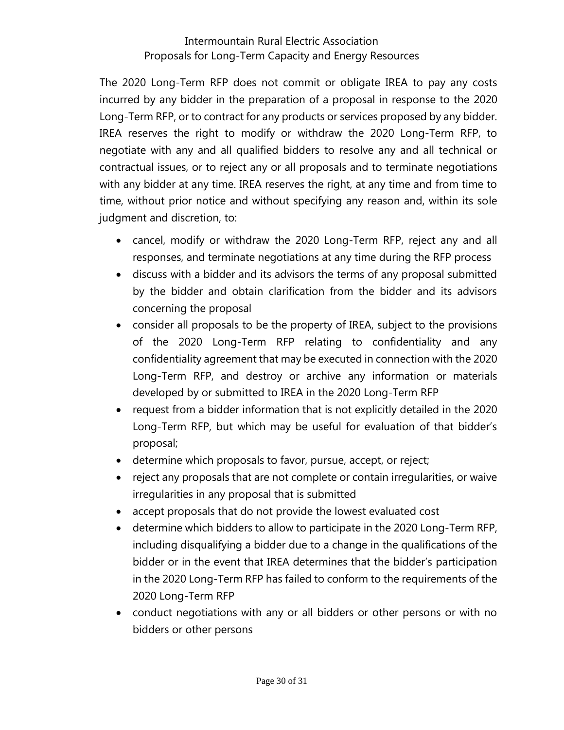The 2020 Long-Term RFP does not commit or obligate IREA to pay any costs incurred by any bidder in the preparation of a proposal in response to the 2020 Long-Term RFP, or to contract for any products or services proposed by any bidder. IREA reserves the right to modify or withdraw the 2020 Long-Term RFP, to negotiate with any and all qualified bidders to resolve any and all technical or contractual issues, or to reject any or all proposals and to terminate negotiations with any bidder at any time. IREA reserves the right, at any time and from time to time, without prior notice and without specifying any reason and, within its sole judgment and discretion, to:

- cancel, modify or withdraw the 2020 Long-Term RFP, reject any and all responses, and terminate negotiations at any time during the RFP process
- discuss with a bidder and its advisors the terms of any proposal submitted by the bidder and obtain clarification from the bidder and its advisors concerning the proposal
- consider all proposals to be the property of IREA, subject to the provisions of the 2020 Long-Term RFP relating to confidentiality and any confidentiality agreement that may be executed in connection with the 2020 Long-Term RFP, and destroy or archive any information or materials developed by or submitted to IREA in the 2020 Long-Term RFP
- request from a bidder information that is not explicitly detailed in the 2020 Long-Term RFP, but which may be useful for evaluation of that bidder's proposal;
- determine which proposals to favor, pursue, accept, or reject;
- reject any proposals that are not complete or contain irregularities, or waive irregularities in any proposal that is submitted
- accept proposals that do not provide the lowest evaluated cost
- determine which bidders to allow to participate in the 2020 Long-Term RFP, including disqualifying a bidder due to a change in the qualifications of the bidder or in the event that IREA determines that the bidder's participation in the 2020 Long-Term RFP has failed to conform to the requirements of the 2020 Long-Term RFP
- conduct negotiations with any or all bidders or other persons or with no bidders or other persons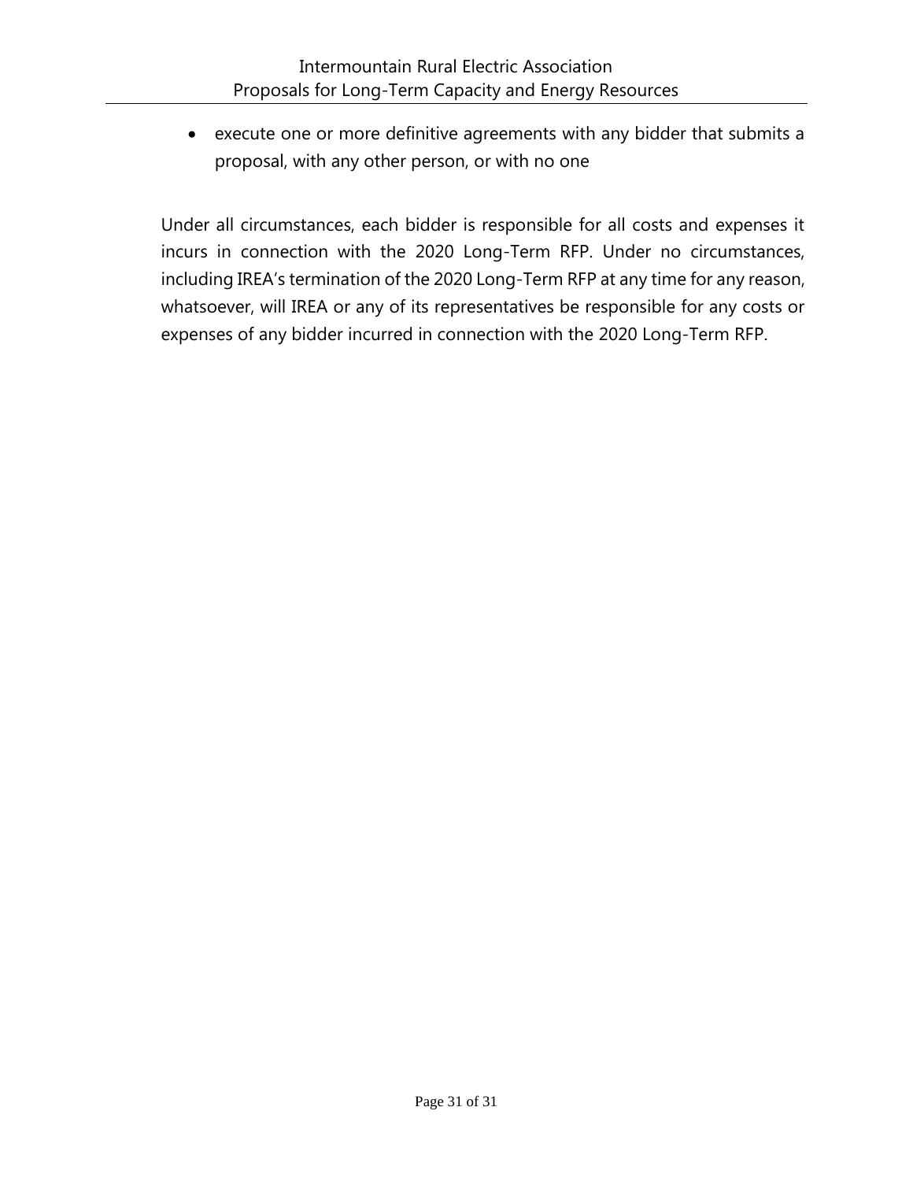- execute one or more definitive agreements with any bidder that submits a proposal, with any other person, or with no one

Under all circumstances, each bidder is responsible for all costs and expenses it incurs in connection with the 2020 Long-Term RFP. Under no circumstances, including IREA's termination of the 2020 Long-Term RFP at any time for any reason, whatsoever, will IREA or any of its representatives be responsible for any costs or expenses of any bidder incurred in connection with the 2020 Long-Term RFP.